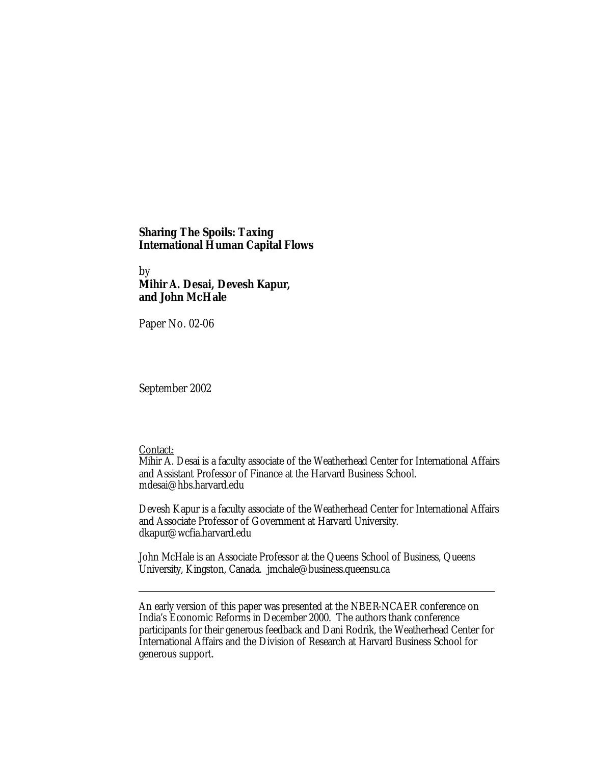**Sharing The Spoils: Taxing International Human Capital Flows**

by
**Mihir A. Desai, Devesh Kapur, and John McHale**

Paper No. 02-06

September 2002

Contact:
Mihir A. Desai is a faculty associate of the Weatherhead Center for International Affairs and Assistant Professor of Finance at the Harvard Business School.
mdesai@hbs.harvard.edu

Devesh Kapur is a faculty associate of the Weatherhead Center for International Affairs and Associate Professor of Government at Harvard University.
dkapur@wcfia.harvard.edu

John McHale is an Associate Professor at the Queens School of Business, Queens University, Kingston, Canada. jmchale@business.queensu.ca

---

An early version of this paper was presented at the NBER-NCAER conference on India's Economic Reforms in December 2000. The authors thank conference participants for their generous feedback and Dani Rodrik, the Weatherhead Center for International Affairs and the Division of Research at Harvard Business School for generous support.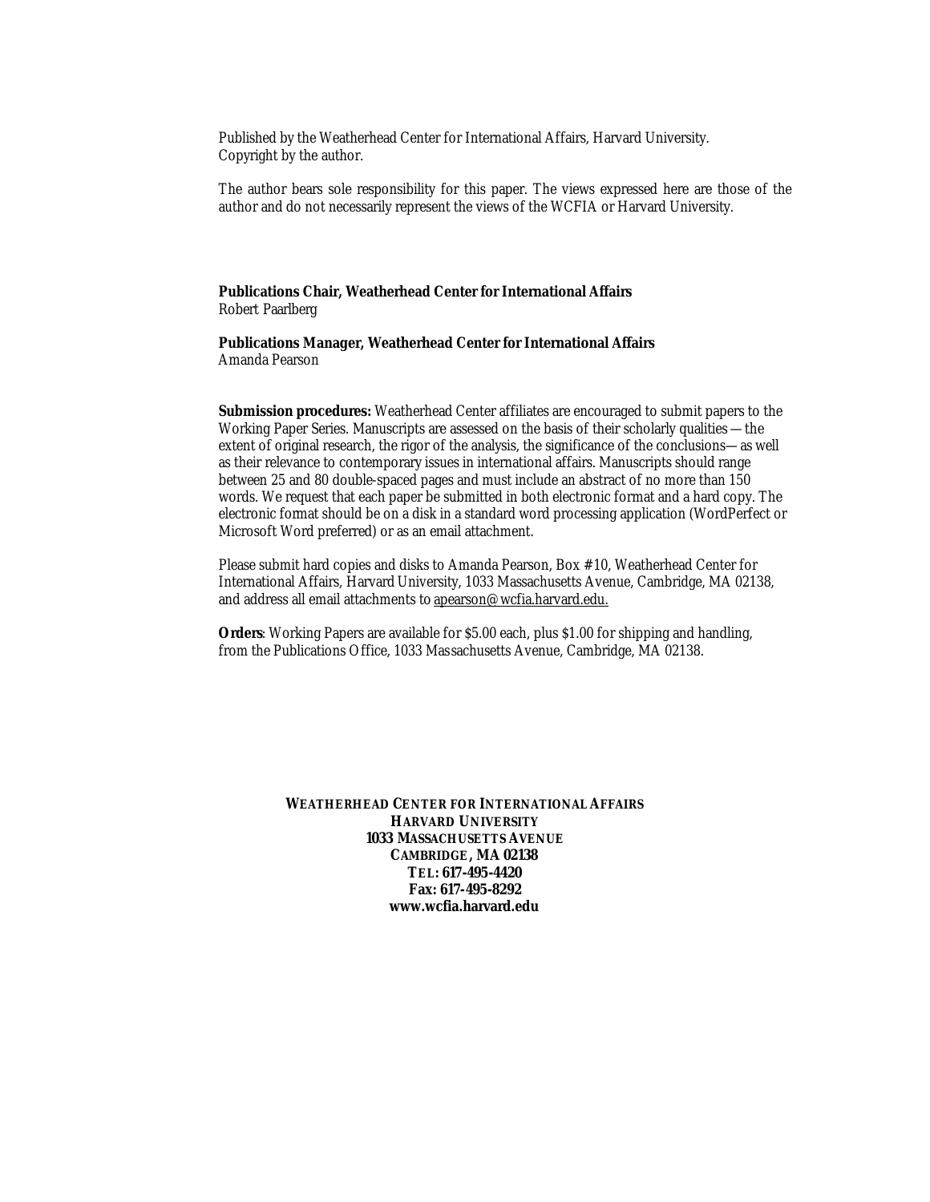Published by the Weatherhead Center for International Affairs, Harvard University.
Copyright by the author.

The author bears sole responsibility for this paper. The views expressed here are those of the author and do not necessarily represent the views of the WCFIA or Harvard University.

**Publications Chair, Weatherhead Center for International Affairs**
Robert Paarlberg

**Publications Manager, Weatherhead Center for International Affairs**
Amanda Pearson

**Submission procedures:** Weatherhead Center affiliates are encouraged to submit papers to the Working Paper Series. Manuscripts are assessed on the basis of their scholarly qualities—the extent of original research, the rigor of the analysis, the significance of the conclusions—as well as their relevance to contemporary issues in international affairs. Manuscripts should range between 25 and 80 double-spaced pages and must include an abstract of no more than 150 words. We request that each paper be submitted in both electronic format and a hard copy. The electronic format should be on a disk in a standard word processing application (WordPerfect or Microsoft Word preferred) or as an email attachment.

Please submit hard copies and disks to Amanda Pearson, Box #10, Weatherhead Center for International Affairs, Harvard University, 1033 Massachusetts Avenue, Cambridge, MA 02138, and address all email attachments to apearson@wcfia.harvard.edu.

**Orders**: Working Papers are available for $5.00 each, plus $1.00 for shipping and handling, from the Publications Office, 1033 Massachusetts Avenue, Cambridge, MA 02138.

**WEATHERHEAD CENTER FOR INTERNATIONAL AFFAIRS**
**HARVARD UNIVERSITY**
**1033 MASSACHUSETTS AVENUE**
**CAMBRIDGE, MA 02138**
**TEL: 617-495-4420**
**Fax: 617-495-8292**
**www.wcfia.harvard.edu**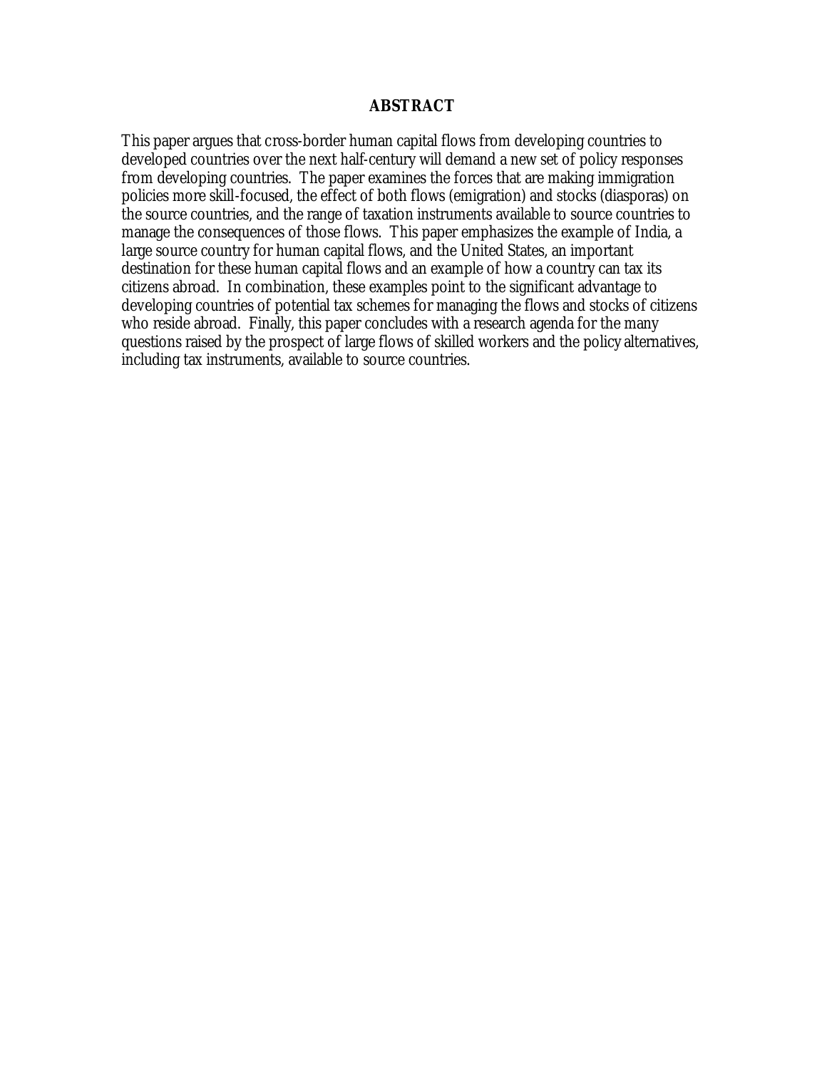## ABSTRACT

This paper argues that cross-border human capital flows from developing countries to developed countries over the next half-century will demand a new set of policy responses from developing countries. The paper examines the forces that are making immigration policies more skill-focused, the effect of both flows (emigration) and stocks (diasporas) on the source countries, and the range of taxation instruments available to source countries to manage the consequences of those flows. This paper emphasizes the example of India, a large source country for human capital flows, and the United States, an important destination for these human capital flows and an example of how a country can tax its citizens abroad. In combination, these examples point to the significant advantage to developing countries of potential tax schemes for managing the flows and stocks of citizens who reside abroad. Finally, this paper concludes with a research agenda for the many questions raised by the prospect of large flows of skilled workers and the policy alternatives, including tax instruments, available to source countries.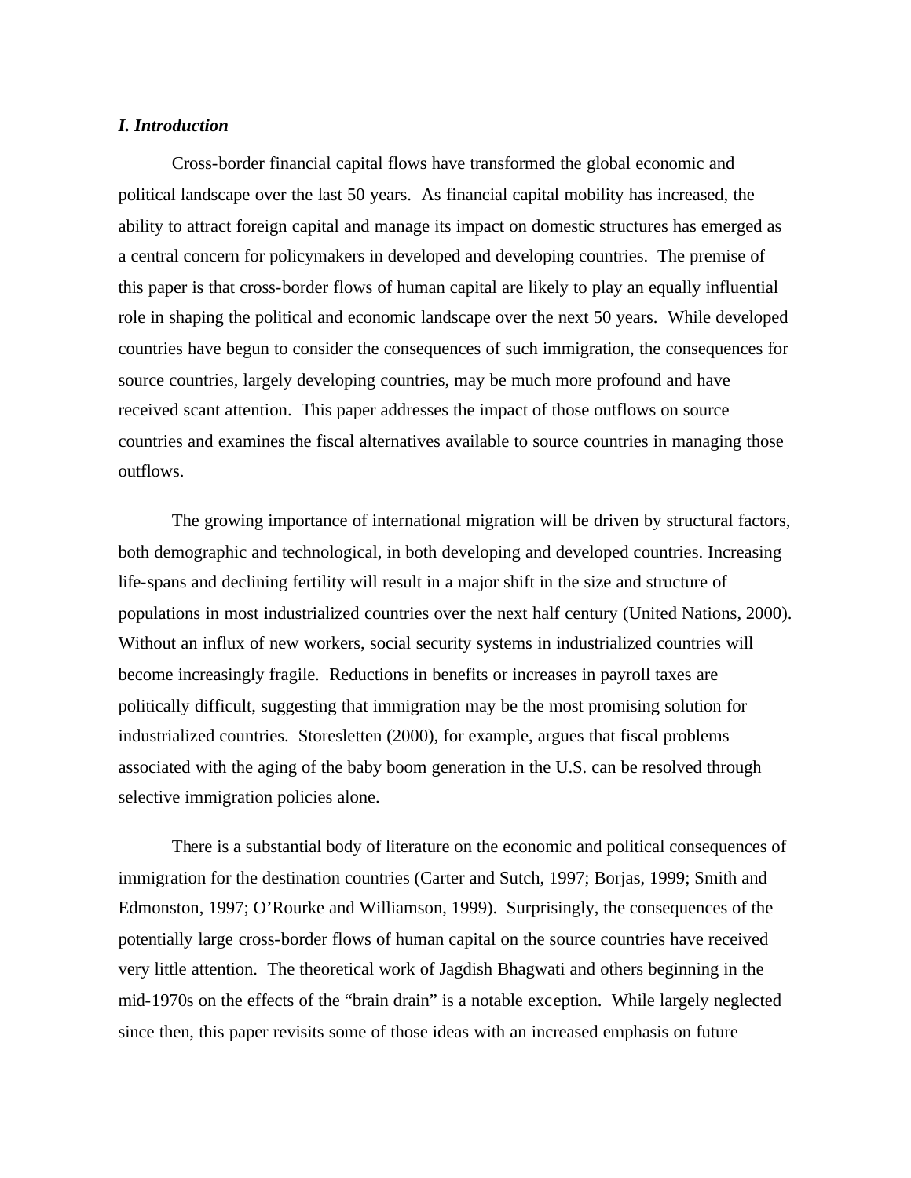### *I. Introduction*

Cross-border financial capital flows have transformed the global economic and political landscape over the last 50 years. As financial capital mobility has increased, the ability to attract foreign capital and manage its impact on domestic structures has emerged as a central concern for policymakers in developed and developing countries. The premise of this paper is that cross-border flows of human capital are likely to play an equally influential role in shaping the political and economic landscape over the next 50 years. While developed countries have begun to consider the consequences of such immigration, the consequences for source countries, largely developing countries, may be much more profound and have received scant attention. This paper addresses the impact of those outflows on source countries and examines the fiscal alternatives available to source countries in managing those outflows.

The growing importance of international migration will be driven by structural factors, both demographic and technological, in both developing and developed countries. Increasing life-spans and declining fertility will result in a major shift in the size and structure of populations in most industrialized countries over the next half century (United Nations, 2000). Without an influx of new workers, social security systems in industrialized countries will become increasingly fragile. Reductions in benefits or increases in payroll taxes are politically difficult, suggesting that immigration may be the most promising solution for industrialized countries. Storesletten (2000), for example, argues that fiscal problems associated with the aging of the baby boom generation in the U.S. can be resolved through selective immigration policies alone.

There is a substantial body of literature on the economic and political consequences of immigration for the destination countries (Carter and Sutch, 1997; Borjas, 1999; Smith and Edmonston, 1997; O'Rourke and Williamson, 1999). Surprisingly, the consequences of the potentially large cross-border flows of human capital on the source countries have received very little attention. The theoretical work of Jagdish Bhagwati and others beginning in the mid-1970s on the effects of the "brain drain" is a notable exception. While largely neglected since then, this paper revisits some of those ideas with an increased emphasis on future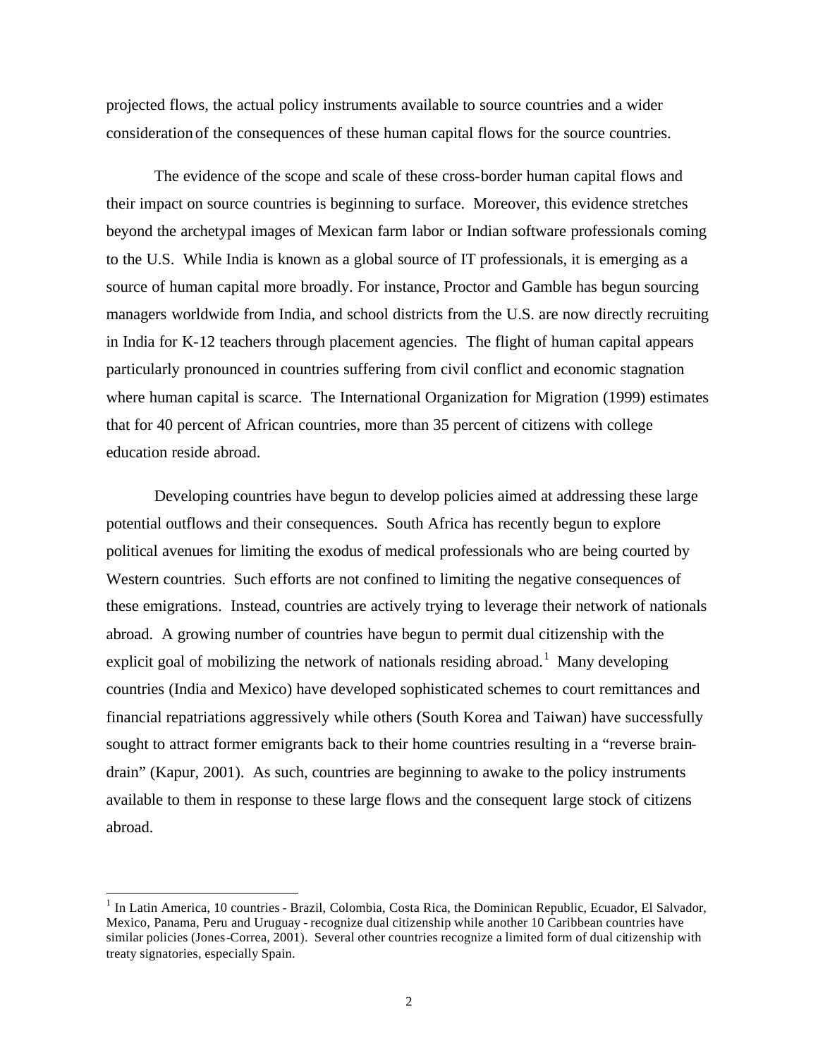projected flows, the actual policy instruments available to source countries and a wider consideration of the consequences of these human capital flows for the source countries.

The evidence of the scope and scale of these cross-border human capital flows and their impact on source countries is beginning to surface. Moreover, this evidence stretches beyond the archetypal images of Mexican farm labor or Indian software professionals coming to the U.S. While India is known as a global source of IT professionals, it is emerging as a source of human capital more broadly. For instance, Proctor and Gamble has begun sourcing managers worldwide from India, and school districts from the U.S. are now directly recruiting in India for K-12 teachers through placement agencies. The flight of human capital appears particularly pronounced in countries suffering from civil conflict and economic stagnation where human capital is scarce. The International Organization for Migration (1999) estimates that for 40 percent of African countries, more than 35 percent of citizens with college education reside abroad.

Developing countries have begun to develop policies aimed at addressing these large potential outflows and their consequences. South Africa has recently begun to explore political avenues for limiting the exodus of medical professionals who are being courted by Western countries. Such efforts are not confined to limiting the negative consequences of these emigrations. Instead, countries are actively trying to leverage their network of nationals abroad. A growing number of countries have begun to permit dual citizenship with the explicit goal of mobilizing the network of nationals residing abroad.[1] Many developing countries (India and Mexico) have developed sophisticated schemes to court remittances and financial repatriations aggressively while others (South Korea and Taiwan) have successfully sought to attract former emigrants back to their home countries resulting in a "reverse brain-drain" (Kapur, 2001). As such, countries are beginning to awake to the policy instruments available to them in response to these large flows and the consequent large stock of citizens abroad.

[1] In Latin America, 10 countries - Brazil, Colombia, Costa Rica, the Dominican Republic, Ecuador, El Salvador, Mexico, Panama, Peru and Uruguay - recognize dual citizenship while another 10 Caribbean countries have similar policies (Jones-Correa, 2001). Several other countries recognize a limited form of dual citizenship with treaty signatories, especially Spain.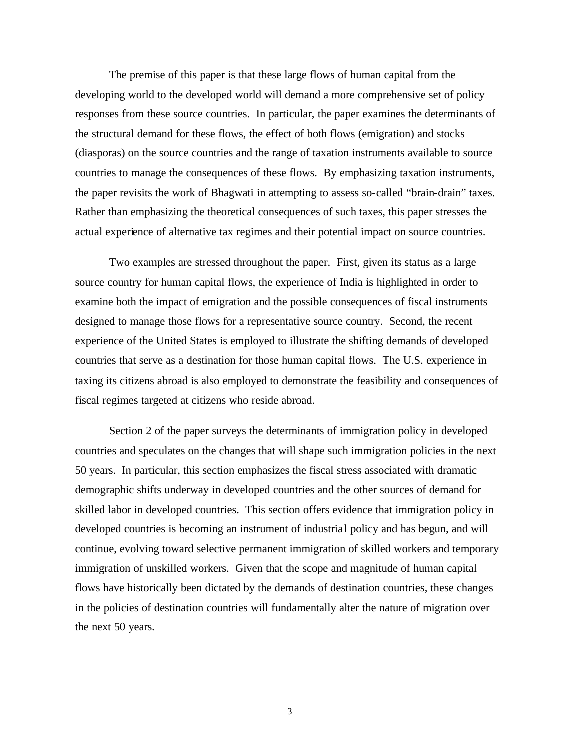The premise of this paper is that these large flows of human capital from the developing world to the developed world will demand a more comprehensive set of policy responses from these source countries. In particular, the paper examines the determinants of the structural demand for these flows, the effect of both flows (emigration) and stocks (diasporas) on the source countries and the range of taxation instruments available to source countries to manage the consequences of these flows. By emphasizing taxation instruments, the paper revisits the work of Bhagwati in attempting to assess so-called "brain-drain" taxes. Rather than emphasizing the theoretical consequences of such taxes, this paper stresses the actual experience of alternative tax regimes and their potential impact on source countries.

Two examples are stressed throughout the paper. First, given its status as a large source country for human capital flows, the experience of India is highlighted in order to examine both the impact of emigration and the possible consequences of fiscal instruments designed to manage those flows for a representative source country. Second, the recent experience of the United States is employed to illustrate the shifting demands of developed countries that serve as a destination for those human capital flows. The U.S. experience in taxing its citizens abroad is also employed to demonstrate the feasibility and consequences of fiscal regimes targeted at citizens who reside abroad.

Section 2 of the paper surveys the determinants of immigration policy in developed countries and speculates on the changes that will shape such immigration policies in the next 50 years. In particular, this section emphasizes the fiscal stress associated with dramatic demographic shifts underway in developed countries and the other sources of demand for skilled labor in developed countries. This section offers evidence that immigration policy in developed countries is becoming an instrument of industrial policy and has begun, and will continue, evolving toward selective permanent immigration of skilled workers and temporary immigration of unskilled workers. Given that the scope and magnitude of human capital flows have historically been dictated by the demands of destination countries, these changes in the policies of destination countries will fundamentally alter the nature of migration over the next 50 years.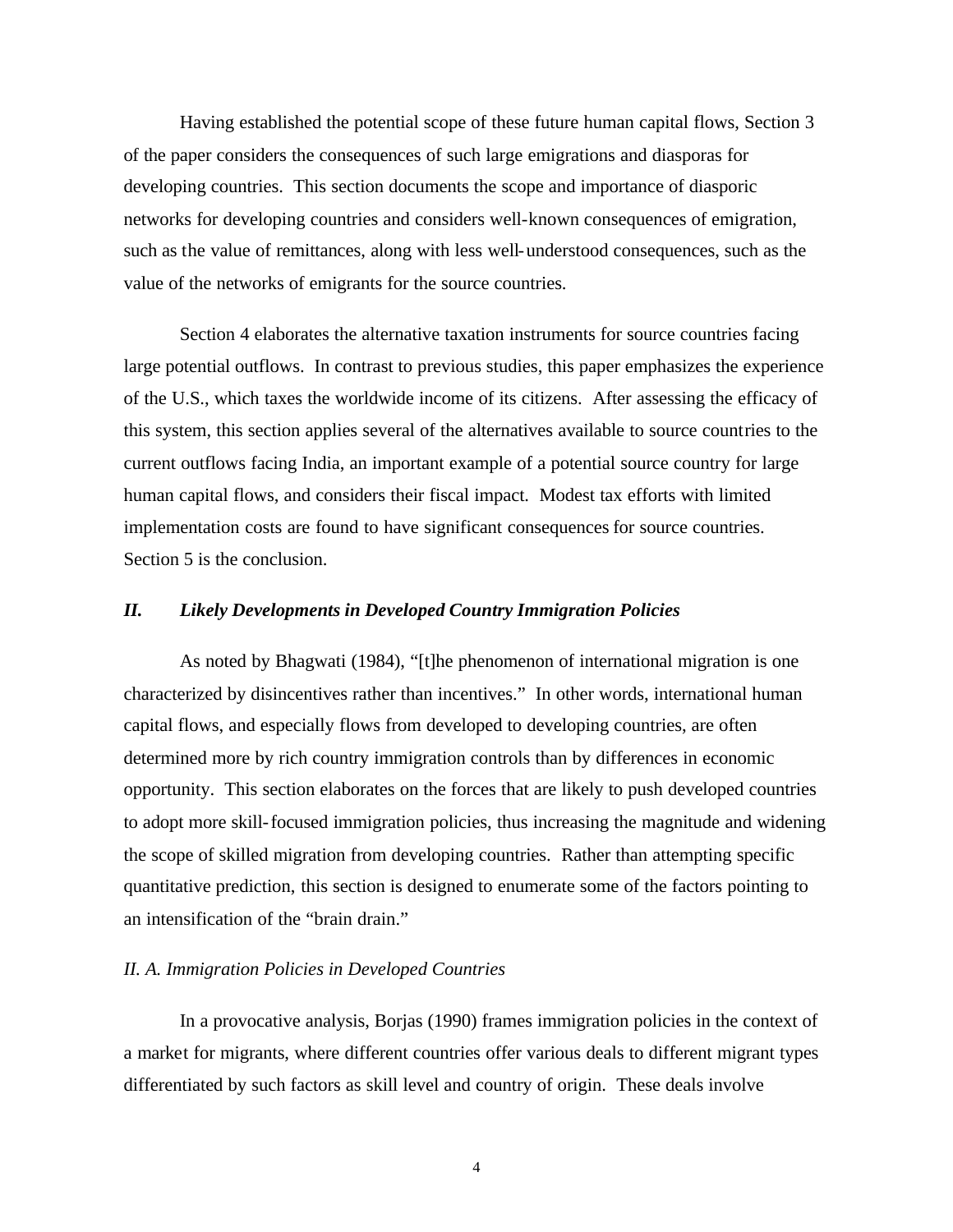Having established the potential scope of these future human capital flows, Section 3 of the paper considers the consequences of such large emigrations and diasporas for developing countries. This section documents the scope and importance of diasporic networks for developing countries and considers well-known consequences of emigration, such as the value of remittances, along with less well-understood consequences, such as the value of the networks of emigrants for the source countries.

Section 4 elaborates the alternative taxation instruments for source countries facing large potential outflows. In contrast to previous studies, this paper emphasizes the experience of the U.S., which taxes the worldwide income of its citizens. After assessing the efficacy of this system, this section applies several of the alternatives available to source countries to the current outflows facing India, an important example of a potential source country for large human capital flows, and considers their fiscal impact. Modest tax efforts with limited implementation costs are found to have significant consequences for source countries. Section 5 is the conclusion.

## *II. Likely Developments in Developed Country Immigration Policies*

As noted by Bhagwati (1984), "[t]he phenomenon of international migration is one characterized by disincentives rather than incentives." In other words, international human capital flows, and especially flows from developed to developing countries, are often determined more by rich country immigration controls than by differences in economic opportunity. This section elaborates on the forces that are likely to push developed countries to adopt more skill-focused immigration policies, thus increasing the magnitude and widening the scope of skilled migration from developing countries. Rather than attempting specific quantitative prediction, this section is designed to enumerate some of the factors pointing to an intensification of the "brain drain."

### *II. A. Immigration Policies in Developed Countries*

In a provocative analysis, Borjas (1990) frames immigration policies in the context of a market for migrants, where different countries offer various deals to different migrant types differentiated by such factors as skill level and country of origin. These deals involve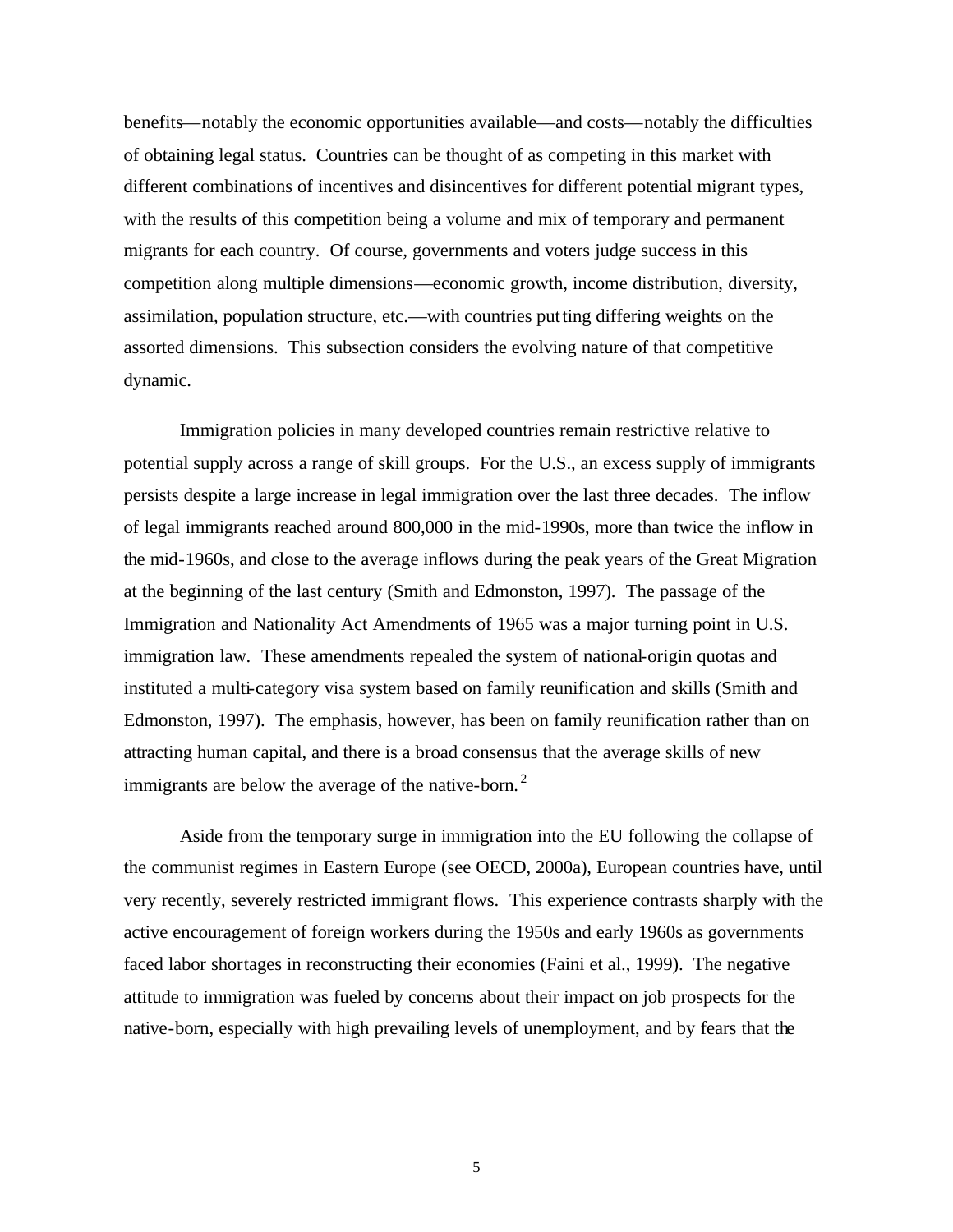benefits—notably the economic opportunities available—and costs—notably the difficulties of obtaining legal status. Countries can be thought of as competing in this market with different combinations of incentives and disincentives for different potential migrant types, with the results of this competition being a volume and mix of temporary and permanent migrants for each country. Of course, governments and voters judge success in this competition along multiple dimensions—economic growth, income distribution, diversity, assimilation, population structure, etc.—with countries putting differing weights on the assorted dimensions. This subsection considers the evolving nature of that competitive dynamic.

Immigration policies in many developed countries remain restrictive relative to potential supply across a range of skill groups. For the U.S., an excess supply of immigrants persists despite a large increase in legal immigration over the last three decades. The inflow of legal immigrants reached around 800,000 in the mid-1990s, more than twice the inflow in the mid-1960s, and close to the average inflows during the peak years of the Great Migration at the beginning of the last century (Smith and Edmonston, 1997). The passage of the Immigration and Nationality Act Amendments of 1965 was a major turning point in U.S. immigration law. These amendments repealed the system of national-origin quotas and instituted a multi-category visa system based on family reunification and skills (Smith and Edmonston, 1997). The emphasis, however, has been on family reunification rather than on attracting human capital, and there is a broad consensus that the average skills of new immigrants are below the average of the native-born.[2]

Aside from the temporary surge in immigration into the EU following the collapse of the communist regimes in Eastern Europe (see OECD, 2000a), European countries have, until very recently, severely restricted immigrant flows. This experience contrasts sharply with the active encouragement of foreign workers during the 1950s and early 1960s as governments faced labor shortages in reconstructing their economies (Faini et al., 1999). The negative attitude to immigration was fueled by concerns about their impact on job prospects for the native-born, especially with high prevailing levels of unemployment, and by fears that the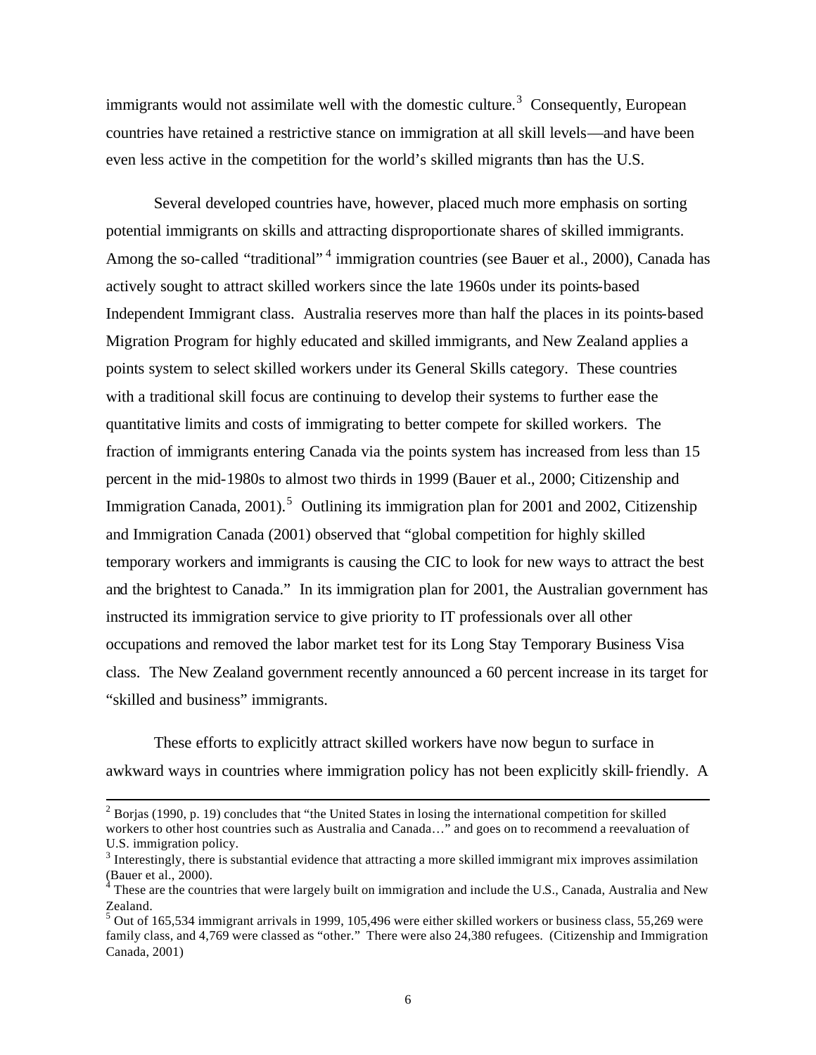immigrants would not assimilate well with the domestic culture.[3] Consequently, European countries have retained a restrictive stance on immigration at all skill levels—and have been even less active in the competition for the world's skilled migrants than has the U.S.

Several developed countries have, however, placed much more emphasis on sorting potential immigrants on skills and attracting disproportionate shares of skilled immigrants. Among the so-called "traditional"[4] immigration countries (see Bauer et al., 2000), Canada has actively sought to attract skilled workers since the late 1960s under its points-based Independent Immigrant class. Australia reserves more than half the places in its points-based Migration Program for highly educated and skilled immigrants, and New Zealand applies a points system to select skilled workers under its General Skills category. These countries with a traditional skill focus are continuing to develop their systems to further ease the quantitative limits and costs of immigrating to better compete for skilled workers. The fraction of immigrants entering Canada via the points system has increased from less than 15 percent in the mid-1980s to almost two thirds in 1999 (Bauer et al., 2000; Citizenship and Immigration Canada, 2001).[5] Outlining its immigration plan for 2001 and 2002, Citizenship and Immigration Canada (2001) observed that "global competition for highly skilled temporary workers and immigrants is causing the CIC to look for new ways to attract the best and the brightest to Canada." In its immigration plan for 2001, the Australian government has instructed its immigration service to give priority to IT professionals over all other occupations and removed the labor market test for its Long Stay Temporary Business Visa class. The New Zealand government recently announced a 60 percent increase in its target for "skilled and business" immigrants.

These efforts to explicitly attract skilled workers have now begun to surface in awkward ways in countries where immigration policy has not been explicitly skill-friendly. A

---

[2] Borjas (1990, p. 19) concludes that "the United States in losing the international competition for skilled workers to other host countries such as Australia and Canada…" and goes on to recommend a reevaluation of U.S. immigration policy.

[3] Interestingly, there is substantial evidence that attracting a more skilled immigrant mix improves assimilation (Bauer et al., 2000).

[4] These are the countries that were largely built on immigration and include the U.S., Canada, Australia and New Zealand.

[5] Out of 165,534 immigrant arrivals in 1999, 105,496 were either skilled workers or business class, 55,269 were family class, and 4,769 were classed as "other." There were also 24,380 refugees. (Citizenship and Immigration Canada, 2001)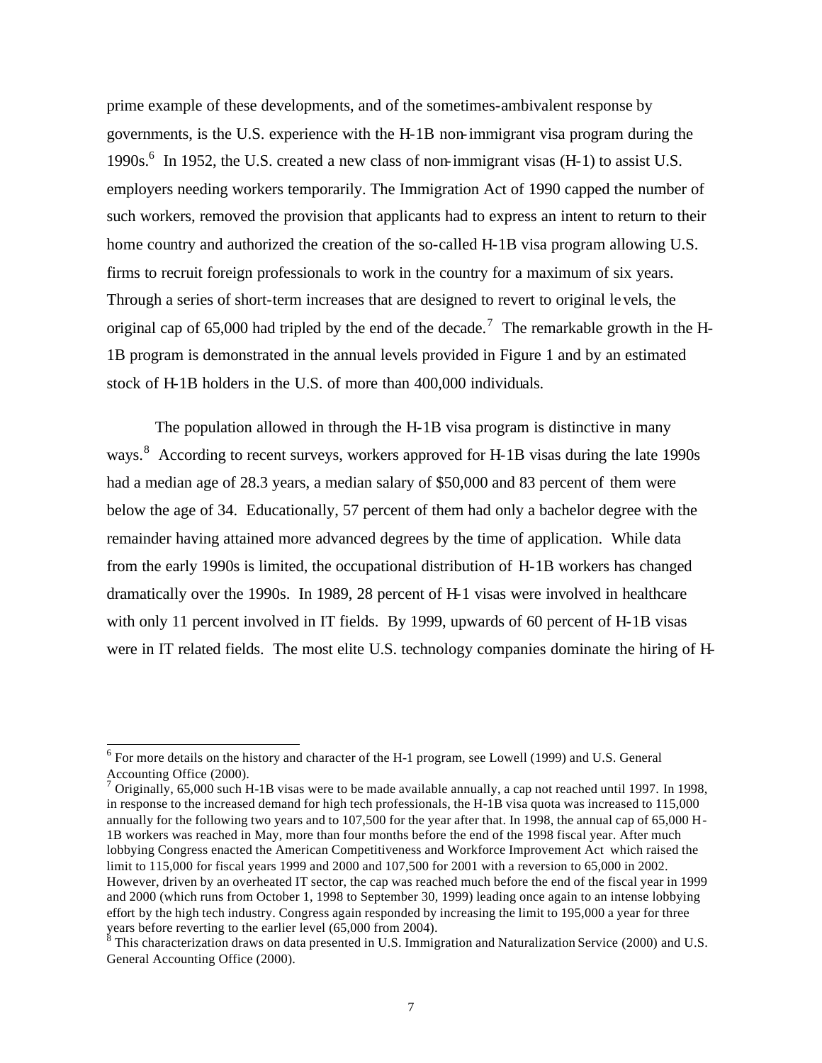prime example of these developments, and of the sometimes-ambivalent response by governments, is the U.S. experience with the H-1B non-immigrant visa program during the 1990s.[6] In 1952, the U.S. created a new class of non-immigrant visas (H-1) to assist U.S. employers needing workers temporarily. The Immigration Act of 1990 capped the number of such workers, removed the provision that applicants had to express an intent to return to their home country and authorized the creation of the so-called H-1B visa program allowing U.S. firms to recruit foreign professionals to work in the country for a maximum of six years. Through a series of short-term increases that are designed to revert to original levels, the original cap of 65,000 had tripled by the end of the decade.[7] The remarkable growth in the H-1B program is demonstrated in the annual levels provided in Figure 1 and by an estimated stock of H-1B holders in the U.S. of more than 400,000 individuals.

The population allowed in through the H-1B visa program is distinctive in many ways.[8] According to recent surveys, workers approved for H-1B visas during the late 1990s had a median age of 28.3 years, a median salary of $50,000 and 83 percent of them were below the age of 34. Educationally, 57 percent of them had only a bachelor degree with the remainder having attained more advanced degrees by the time of application. While data from the early 1990s is limited, the occupational distribution of H-1B workers has changed dramatically over the 1990s. In 1989, 28 percent of H-1 visas were involved in healthcare with only 11 percent involved in IT fields. By 1999, upwards of 60 percent of H-1B visas were in IT related fields. The most elite U.S. technology companies dominate the hiring of H-

---

[6] For more details on the history and character of the H-1 program, see Lowell (1999) and U.S. General Accounting Office (2000).

[7] Originally, 65,000 such H-1B visas were to be made available annually, a cap not reached until 1997. In 1998, in response to the increased demand for high tech professionals, the H-1B visa quota was increased to 115,000 annually for the following two years and to 107,500 for the year after that. In 1998, the annual cap of 65,000 H-1B workers was reached in May, more than four months before the end of the 1998 fiscal year. After much lobbying Congress enacted the American Competitiveness and Workforce Improvement Act which raised the limit to 115,000 for fiscal years 1999 and 2000 and 107,500 for 2001 with a reversion to 65,000 in 2002. However, driven by an overheated IT sector, the cap was reached much before the end of the fiscal year in 1999 and 2000 (which runs from October 1, 1998 to September 30, 1999) leading once again to an intense lobbying effort by the high tech industry. Congress again responded by increasing the limit to 195,000 a year for three years before reverting to the earlier level (65,000 from 2004).

[8] This characterization draws on data presented in U.S. Immigration and Naturalization Service (2000) and U.S. General Accounting Office (2000).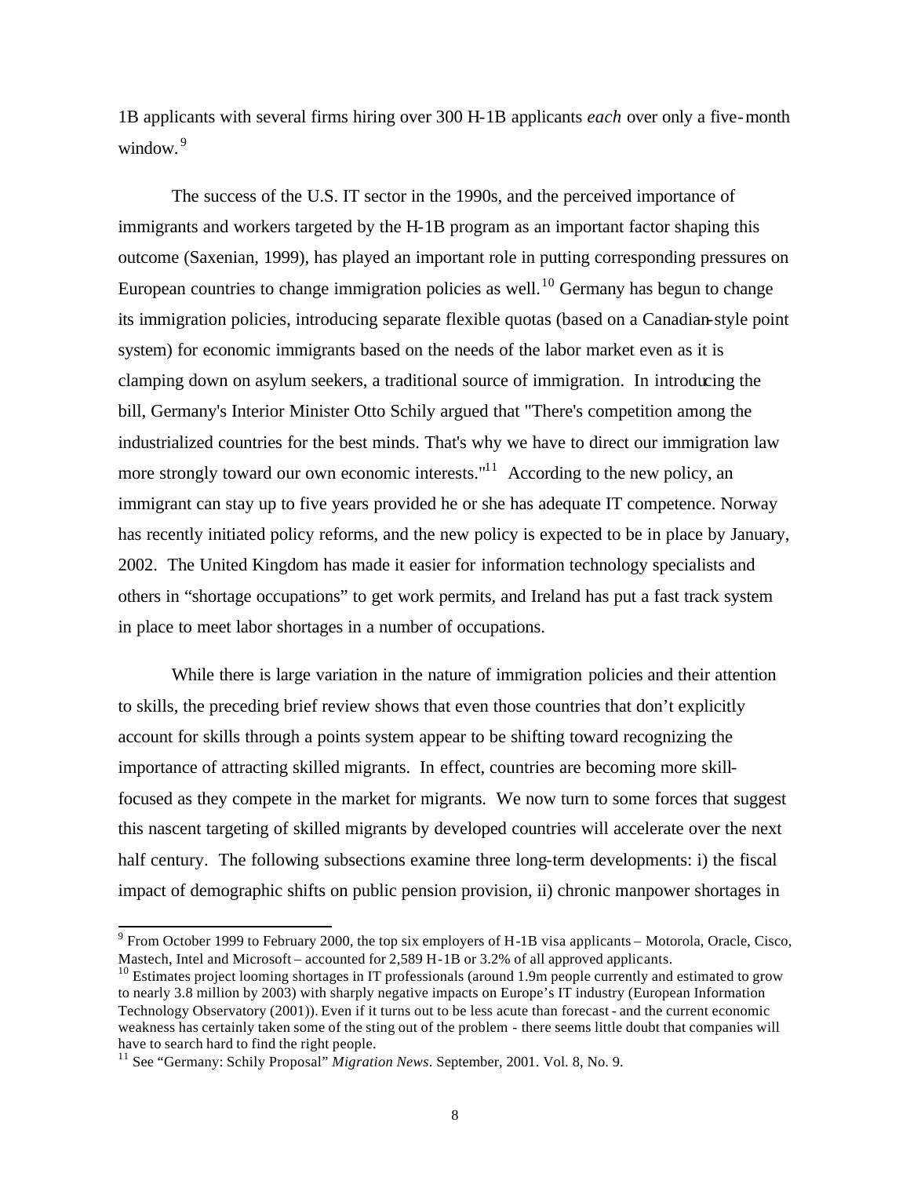1B applicants with several firms hiring over 300 H-1B applicants *each* over only a five-month window.[9]

The success of the U.S. IT sector in the 1990s, and the perceived importance of immigrants and workers targeted by the H-1B program as an important factor shaping this outcome (Saxenian, 1999), has played an important role in putting corresponding pressures on European countries to change immigration policies as well.[10] Germany has begun to change its immigration policies, introducing separate flexible quotas (based on a Canadian-style point system) for economic immigrants based on the needs of the labor market even as it is clamping down on asylum seekers, a traditional source of immigration. In introducing the bill, Germany's Interior Minister Otto Schily argued that "There's competition among the industrialized countries for the best minds. That's why we have to direct our immigration law more strongly toward our own economic interests."[11] According to the new policy, an immigrant can stay up to five years provided he or she has adequate IT competence. Norway has recently initiated policy reforms, and the new policy is expected to be in place by January, 2002. The United Kingdom has made it easier for information technology specialists and others in "shortage occupations" to get work permits, and Ireland has put a fast track system in place to meet labor shortages in a number of occupations.

While there is large variation in the nature of immigration policies and their attention to skills, the preceding brief review shows that even those countries that don't explicitly account for skills through a points system appear to be shifting toward recognizing the importance of attracting skilled migrants. In effect, countries are becoming more skill-focused as they compete in the market for migrants. We now turn to some forces that suggest this nascent targeting of skilled migrants by developed countries will accelerate over the next half century. The following subsections examine three long-term developments: i) the fiscal impact of demographic shifts on public pension provision, ii) chronic manpower shortages in

---

[9] From October 1999 to February 2000, the top six employers of H-1B visa applicants – Motorola, Oracle, Cisco, Mastech, Intel and Microsoft – accounted for 2,589 H-1B or 3.2% of all approved applicants.

[10] Estimates project looming shortages in IT professionals (around 1.9m people currently and estimated to grow to nearly 3.8 million by 2003) with sharply negative impacts on Europe's IT industry (European Information Technology Observatory (2001)). Even if it turns out to be less acute than forecast - and the current economic weakness has certainly taken some of the sting out of the problem - there seems little doubt that companies will have to search hard to find the right people.

[11] See "Germany: Schily Proposal" *Migration News*. September, 2001. Vol. 8, No. 9.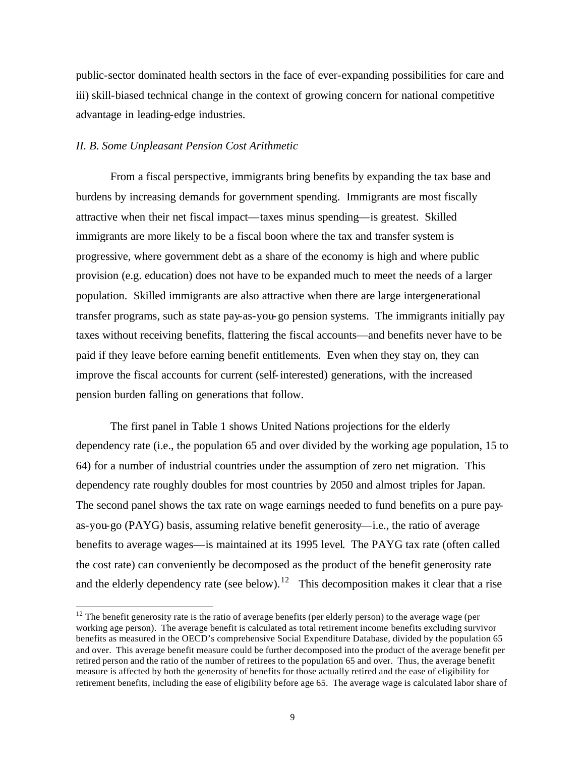public-sector dominated health sectors in the face of ever-expanding possibilities for care and iii) skill-biased technical change in the context of growing concern for national competitive advantage in leading-edge industries.

### *II. B. Some Unpleasant Pension Cost Arithmetic*

From a fiscal perspective, immigrants bring benefits by expanding the tax base and burdens by increasing demands for government spending. Immigrants are most fiscally attractive when their net fiscal impact—taxes minus spending—is greatest. Skilled immigrants are more likely to be a fiscal boon where the tax and transfer system is progressive, where government debt as a share of the economy is high and where public provision (e.g. education) does not have to be expanded much to meet the needs of a larger population. Skilled immigrants are also attractive when there are large intergenerational transfer programs, such as state pay-as-you-go pension systems. The immigrants initially pay taxes without receiving benefits, flattering the fiscal accounts—and benefits never have to be paid if they leave before earning benefit entitlements. Even when they stay on, they can improve the fiscal accounts for current (self-interested) generations, with the increased pension burden falling on generations that follow.

The first panel in Table 1 shows United Nations projections for the elderly dependency rate (i.e., the population 65 and over divided by the working age population, 15 to 64) for a number of industrial countries under the assumption of zero net migration. This dependency rate roughly doubles for most countries by 2050 and almost triples for Japan. The second panel shows the tax rate on wage earnings needed to fund benefits on a pure pay-as-you-go (PAYG) basis, assuming relative benefit generosity—i.e., the ratio of average benefits to average wages—is maintained at its 1995 level. The PAYG tax rate (often called the cost rate) can conveniently be decomposed as the product of the benefit generosity rate and the elderly dependency rate (see below).[12] This decomposition makes it clear that a rise

[12] The benefit generosity rate is the ratio of average benefits (per elderly person) to the average wage (per working age person). The average benefit is calculated as total retirement income benefits excluding survivor benefits as measured in the OECD's comprehensive Social Expenditure Database, divided by the population 65 and over. This average benefit measure could be further decomposed into the product of the average benefit per retired person and the ratio of the number of retirees to the population 65 and over. Thus, the average benefit measure is affected by both the generosity of benefits for those actually retired and the ease of eligibility for retirement benefits, including the ease of eligibility before age 65. The average wage is calculated labor share of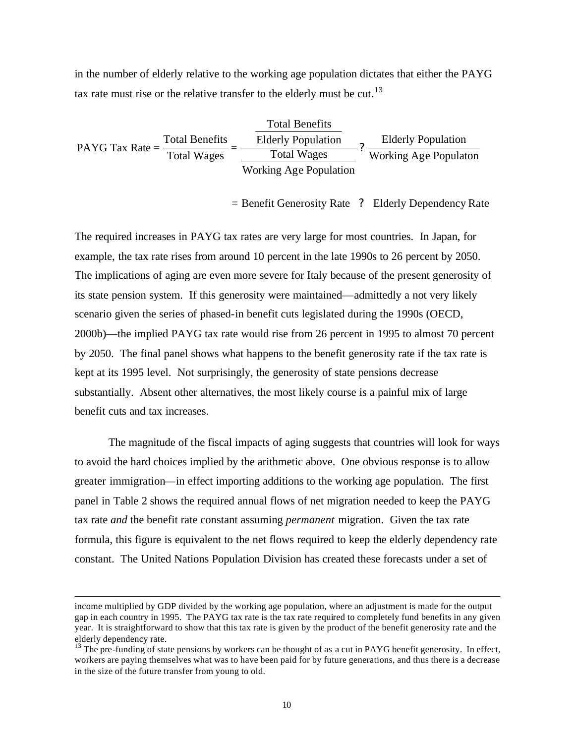in the number of elderly relative to the working age population dictates that either the PAYG tax rate must rise or the relative transfer to the elderly must be cut.[13]

$$\text{PAYG Tax Rate} = \frac{\text{Total Benefits}}{\text{Total Wages}} = \frac{\dfrac{\text{Total Benefits}}{\text{Elderly Population}}}{\dfrac{\text{Total Wages}}{\text{Working Age Population}}} ? \frac{\text{Elderly Population}}{\text{Working Age Populaton}}$$

$$= \text{Benefit Generosity Rate} \;\; ? \;\; \text{Elderly Dependency Rate}$$

The required increases in PAYG tax rates are very large for most countries. In Japan, for example, the tax rate rises from around 10 percent in the late 1990s to 26 percent by 2050. The implications of aging are even more severe for Italy because of the present generosity of its state pension system. If this generosity were maintained—admittedly a not very likely scenario given the series of phased-in benefit cuts legislated during the 1990s (OECD, 2000b)—the implied PAYG tax rate would rise from 26 percent in 1995 to almost 70 percent by 2050. The final panel shows what happens to the benefit generosity rate if the tax rate is kept at its 1995 level. Not surprisingly, the generosity of state pensions decrease substantially. Absent other alternatives, the most likely course is a painful mix of large benefit cuts and tax increases.

The magnitude of the fiscal impacts of aging suggests that countries will look for ways to avoid the hard choices implied by the arithmetic above. One obvious response is to allow greater immigration—in effect importing additions to the working age population. The first panel in Table 2 shows the required annual flows of net migration needed to keep the PAYG tax rate *and* the benefit rate constant assuming *permanent* migration. Given the tax rate formula, this figure is equivalent to the net flows required to keep the elderly dependency rate constant. The United Nations Population Division has created these forecasts under a set of

---

income multiplied by GDP divided by the working age population, where an adjustment is made for the output gap in each country in 1995. The PAYG tax rate is the tax rate required to completely fund benefits in any given year. It is straightforward to show that this tax rate is given by the product of the benefit generosity rate and the elderly dependency rate.

[13] The pre-funding of state pensions by workers can be thought of as a cut in PAYG benefit generosity. In effect, workers are paying themselves what was to have been paid for by future generations, and thus there is a decrease in the size of the future transfer from young to old.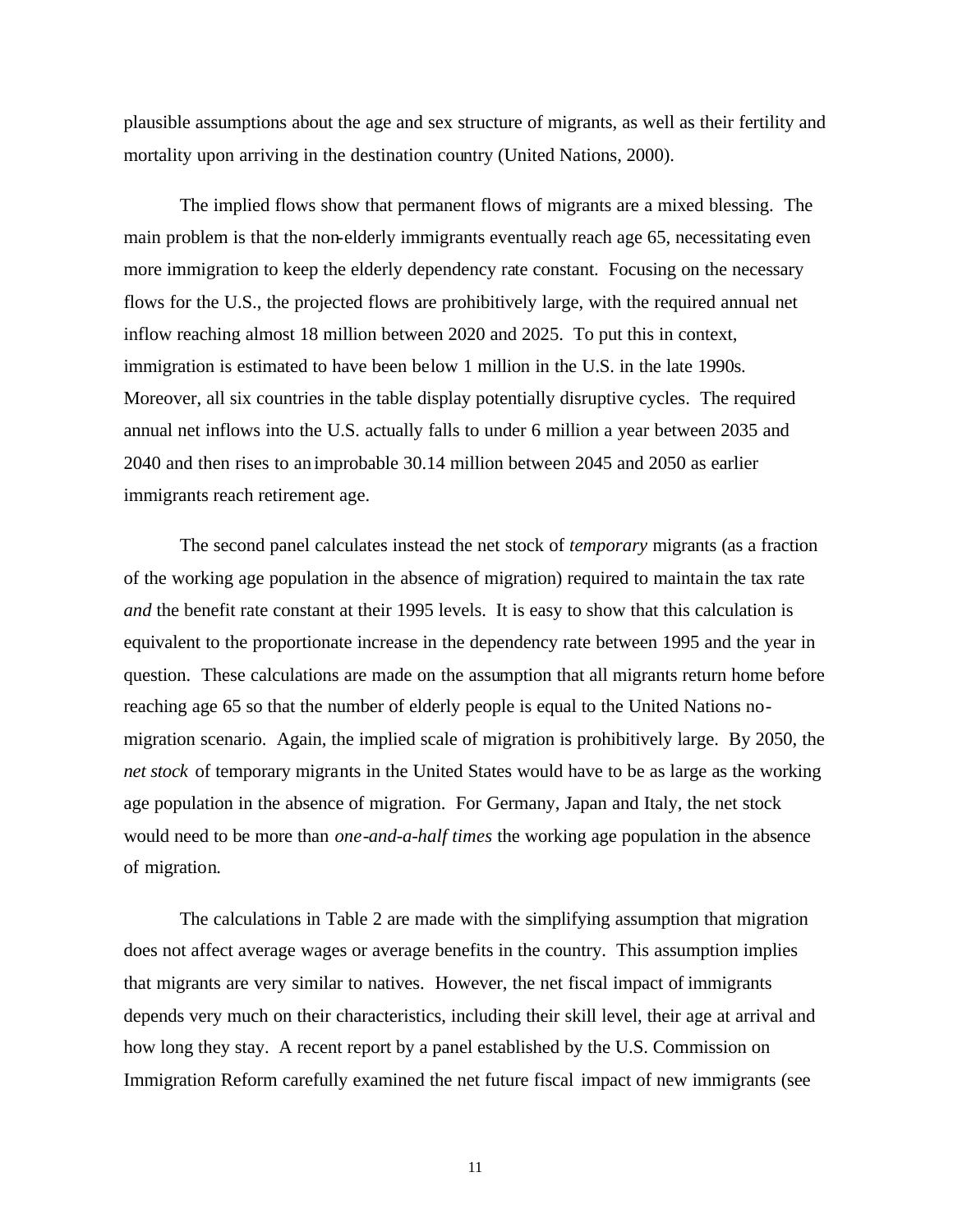plausible assumptions about the age and sex structure of migrants, as well as their fertility and mortality upon arriving in the destination country (United Nations, 2000).

The implied flows show that permanent flows of migrants are a mixed blessing. The main problem is that the non-elderly immigrants eventually reach age 65, necessitating even more immigration to keep the elderly dependency rate constant. Focusing on the necessary flows for the U.S., the projected flows are prohibitively large, with the required annual net inflow reaching almost 18 million between 2020 and 2025. To put this in context, immigration is estimated to have been below 1 million in the U.S. in the late 1990s. Moreover, all six countries in the table display potentially disruptive cycles. The required annual net inflows into the U.S. actually falls to under 6 million a year between 2035 and 2040 and then rises to an improbable 30.14 million between 2045 and 2050 as earlier immigrants reach retirement age.

The second panel calculates instead the net stock of *temporary* migrants (as a fraction of the working age population in the absence of migration) required to maintain the tax rate *and* the benefit rate constant at their 1995 levels. It is easy to show that this calculation is equivalent to the proportionate increase in the dependency rate between 1995 and the year in question. These calculations are made on the assumption that all migrants return home before reaching age 65 so that the number of elderly people is equal to the United Nations no-migration scenario. Again, the implied scale of migration is prohibitively large. By 2050, the *net stock* of temporary migrants in the United States would have to be as large as the working age population in the absence of migration. For Germany, Japan and Italy, the net stock would need to be more than *one-and-a-half times* the working age population in the absence of migration.

The calculations in Table 2 are made with the simplifying assumption that migration does not affect average wages or average benefits in the country. This assumption implies that migrants are very similar to natives. However, the net fiscal impact of immigrants depends very much on their characteristics, including their skill level, their age at arrival and how long they stay. A recent report by a panel established by the U.S. Commission on Immigration Reform carefully examined the net future fiscal impact of new immigrants (see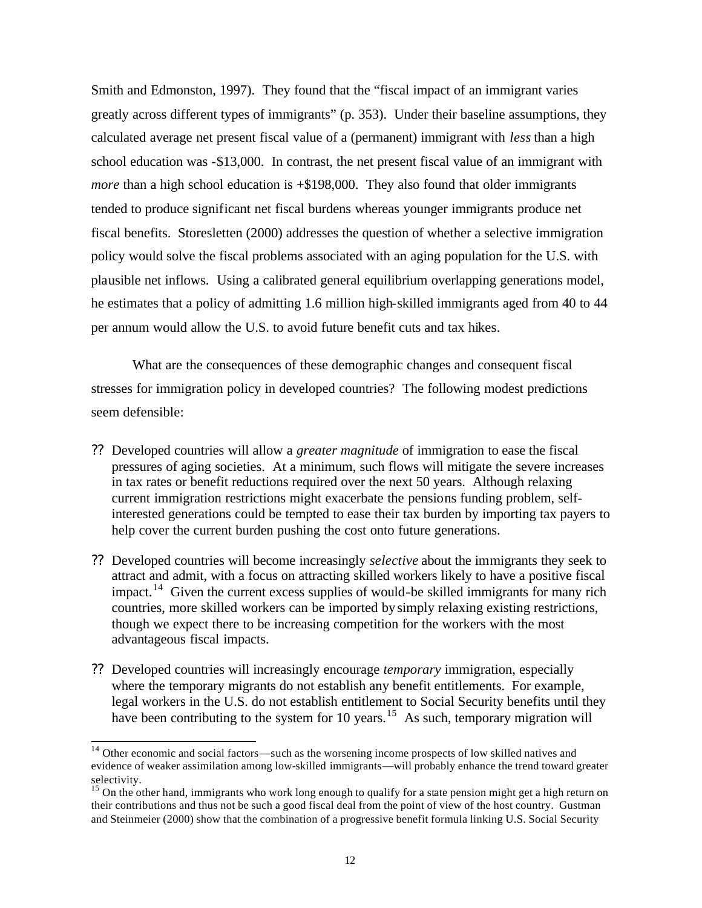Smith and Edmonston, 1997). They found that the "fiscal impact of an immigrant varies greatly across different types of immigrants" (p. 353). Under their baseline assumptions, they calculated average net present fiscal value of a (permanent) immigrant with *less* than a high school education was -$13,000. In contrast, the net present fiscal value of an immigrant with *more* than a high school education is +$198,000. They also found that older immigrants tended to produce significant net fiscal burdens whereas younger immigrants produce net fiscal benefits. Storesletten (2000) addresses the question of whether a selective immigration policy would solve the fiscal problems associated with an aging population for the U.S. with plausible net inflows. Using a calibrated general equilibrium overlapping generations model, he estimates that a policy of admitting 1.6 million high-skilled immigrants aged from 40 to 44 per annum would allow the U.S. to avoid future benefit cuts and tax hikes.

What are the consequences of these demographic changes and consequent fiscal stresses for immigration policy in developed countries? The following modest predictions seem defensible:

- Developed countries will allow a *greater magnitude* of immigration to ease the fiscal pressures of aging societies. At a minimum, such flows will mitigate the severe increases in tax rates or benefit reductions required over the next 50 years. Although relaxing current immigration restrictions might exacerbate the pensions funding problem, self-interested generations could be tempted to ease their tax burden by importing tax payers to help cover the current burden pushing the cost onto future generations.
- Developed countries will become increasingly *selective* about the immigrants they seek to attract and admit, with a focus on attracting skilled workers likely to have a positive fiscal impact.[14] Given the current excess supplies of would-be skilled immigrants for many rich countries, more skilled workers can be imported by simply relaxing existing restrictions, though we expect there to be increasing competition for the workers with the most advantageous fiscal impacts.
- Developed countries will increasingly encourage *temporary* immigration, especially where the temporary migrants do not establish any benefit entitlements. For example, legal workers in the U.S. do not establish entitlement to Social Security benefits until they have been contributing to the system for 10 years.[15] As such, temporary migration will

---

[14] Other economic and social factors—such as the worsening income prospects of low skilled natives and evidence of weaker assimilation among low-skilled immigrants—will probably enhance the trend toward greater selectivity.

[15] On the other hand, immigrants who work long enough to qualify for a state pension might get a high return on their contributions and thus not be such a good fiscal deal from the point of view of the host country. Gustman and Steinmeier (2000) show that the combination of a progressive benefit formula linking U.S. Social Security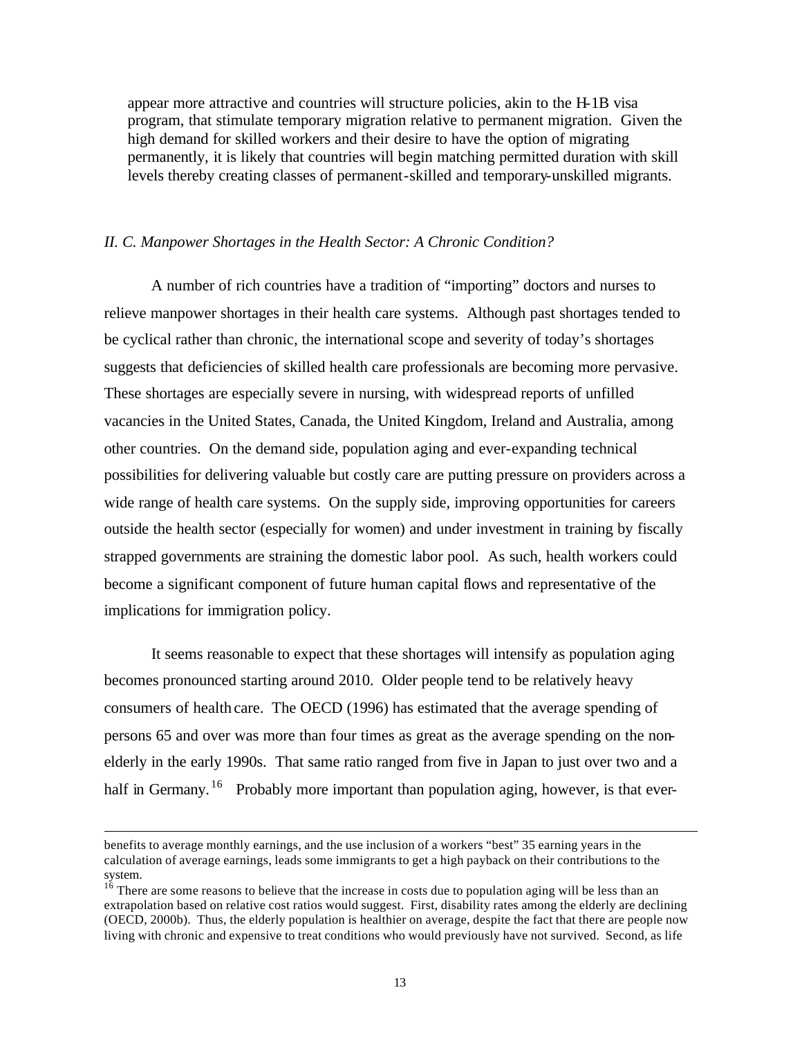appear more attractive and countries will structure policies, akin to the H-1B visa program, that stimulate temporary migration relative to permanent migration. Given the high demand for skilled workers and their desire to have the option of migrating permanently, it is likely that countries will begin matching permitted duration with skill levels thereby creating classes of permanent-skilled and temporary-unskilled migrants.

### *II. C. Manpower Shortages in the Health Sector: A Chronic Condition?*

A number of rich countries have a tradition of "importing" doctors and nurses to relieve manpower shortages in their health care systems. Although past shortages tended to be cyclical rather than chronic, the international scope and severity of today's shortages suggests that deficiencies of skilled health care professionals are becoming more pervasive. These shortages are especially severe in nursing, with widespread reports of unfilled vacancies in the United States, Canada, the United Kingdom, Ireland and Australia, among other countries. On the demand side, population aging and ever-expanding technical possibilities for delivering valuable but costly care are putting pressure on providers across a wide range of health care systems. On the supply side, improving opportunities for careers outside the health sector (especially for women) and under investment in training by fiscally strapped governments are straining the domestic labor pool. As such, health workers could become a significant component of future human capital flows and representative of the implications for immigration policy.

It seems reasonable to expect that these shortages will intensify as population aging becomes pronounced starting around 2010. Older people tend to be relatively heavy consumers of health care. The OECD (1996) has estimated that the average spending of persons 65 and over was more than four times as great as the average spending on the non-elderly in the early 1990s. That same ratio ranged from five in Japan to just over two and a half in Germany.[16] Probably more important than population aging, however, is that ever-

---

benefits to average monthly earnings, and the use inclusion of a workers "best" 35 earning years in the calculation of average earnings, leads some immigrants to get a high payback on their contributions to the system.

[16] There are some reasons to believe that the increase in costs due to population aging will be less than an extrapolation based on relative cost ratios would suggest. First, disability rates among the elderly are declining (OECD, 2000b). Thus, the elderly population is healthier on average, despite the fact that there are people now living with chronic and expensive to treat conditions who would previously have not survived. Second, as life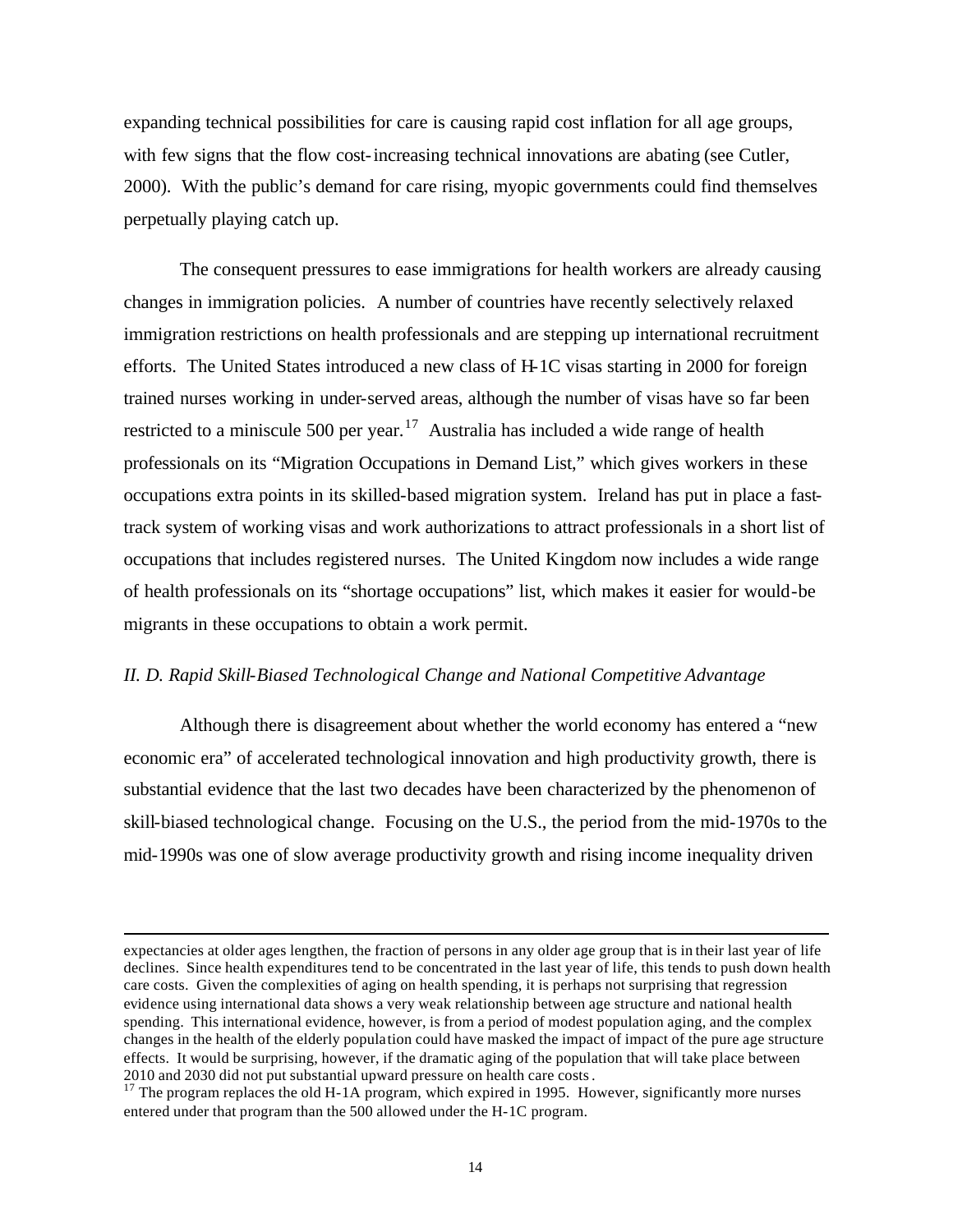expanding technical possibilities for care is causing rapid cost inflation for all age groups, with few signs that the flow cost-increasing technical innovations are abating (see Cutler, 2000). With the public's demand for care rising, myopic governments could find themselves perpetually playing catch up.

The consequent pressures to ease immigrations for health workers are already causing changes in immigration policies. A number of countries have recently selectively relaxed immigration restrictions on health professionals and are stepping up international recruitment efforts. The United States introduced a new class of H-1C visas starting in 2000 for foreign trained nurses working in under-served areas, although the number of visas have so far been restricted to a miniscule 500 per year.[17] Australia has included a wide range of health professionals on its "Migration Occupations in Demand List," which gives workers in these occupations extra points in its skilled-based migration system. Ireland has put in place a fast-track system of working visas and work authorizations to attract professionals in a short list of occupations that includes registered nurses. The United Kingdom now includes a wide range of health professionals on its "shortage occupations" list, which makes it easier for would-be migrants in these occupations to obtain a work permit.

*II. D. Rapid Skill-Biased Technological Change and National Competitive Advantage*

Although there is disagreement about whether the world economy has entered a "new economic era" of accelerated technological innovation and high productivity growth, there is substantial evidence that the last two decades have been characterized by the phenomenon of skill-biased technological change. Focusing on the U.S., the period from the mid-1970s to the mid-1990s was one of slow average productivity growth and rising income inequality driven

---

expectancies at older ages lengthen, the fraction of persons in any older age group that is in their last year of life declines. Since health expenditures tend to be concentrated in the last year of life, this tends to push down health care costs. Given the complexities of aging on health spending, it is perhaps not surprising that regression evidence using international data shows a very weak relationship between age structure and national health spending. This international evidence, however, is from a period of modest population aging, and the complex changes in the health of the elderly population could have masked the impact of impact of the pure age structure effects. It would be surprising, however, if the dramatic aging of the population that will take place between 2010 and 2030 did not put substantial upward pressure on health care costs.

[17] The program replaces the old H-1A program, which expired in 1995. However, significantly more nurses entered under that program than the 500 allowed under the H-1C program.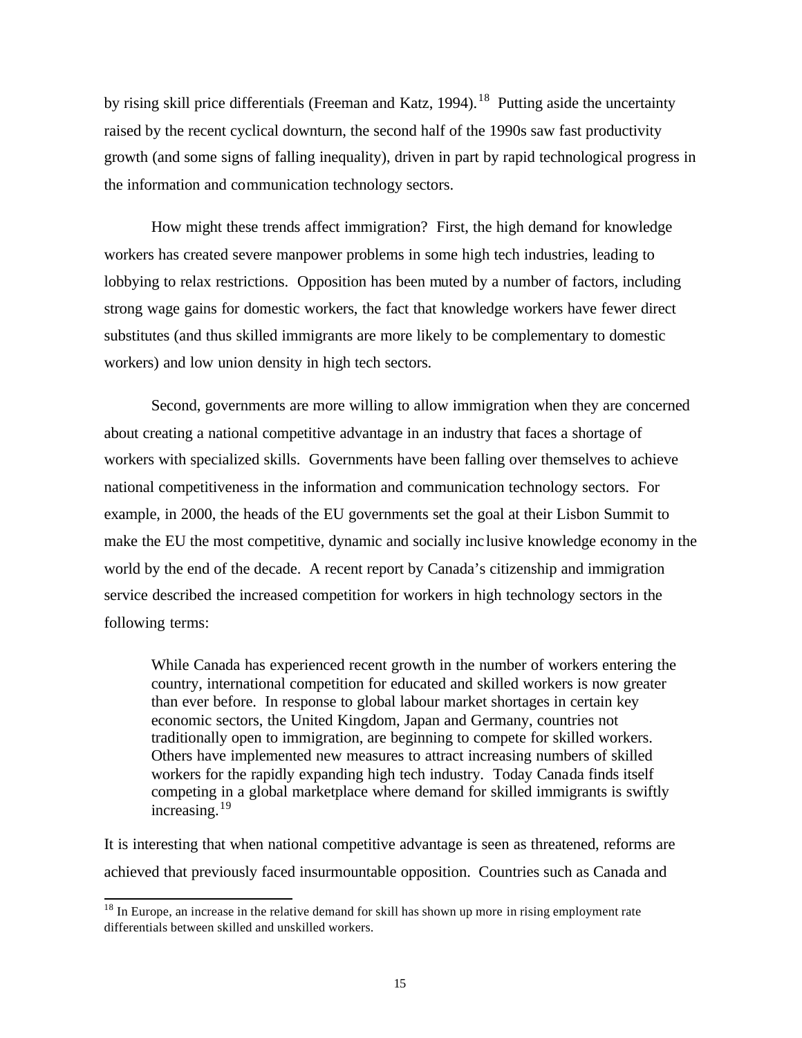by rising skill price differentials (Freeman and Katz, 1994).[18] Putting aside the uncertainty raised by the recent cyclical downturn, the second half of the 1990s saw fast productivity growth (and some signs of falling inequality), driven in part by rapid technological progress in the information and communication technology sectors.

How might these trends affect immigration? First, the high demand for knowledge workers has created severe manpower problems in some high tech industries, leading to lobbying to relax restrictions. Opposition has been muted by a number of factors, including strong wage gains for domestic workers, the fact that knowledge workers have fewer direct substitutes (and thus skilled immigrants are more likely to be complementary to domestic workers) and low union density in high tech sectors.

Second, governments are more willing to allow immigration when they are concerned about creating a national competitive advantage in an industry that faces a shortage of workers with specialized skills. Governments have been falling over themselves to achieve national competitiveness in the information and communication technology sectors. For example, in 2000, the heads of the EU governments set the goal at their Lisbon Summit to make the EU the most competitive, dynamic and socially inclusive knowledge economy in the world by the end of the decade. A recent report by Canada's citizenship and immigration service described the increased competition for workers in high technology sectors in the following terms:

> While Canada has experienced recent growth in the number of workers entering the country, international competition for educated and skilled workers is now greater than ever before. In response to global labour market shortages in certain key economic sectors, the United Kingdom, Japan and Germany, countries not traditionally open to immigration, are beginning to compete for skilled workers. Others have implemented new measures to attract increasing numbers of skilled workers for the rapidly expanding high tech industry. Today Canada finds itself competing in a global marketplace where demand for skilled immigrants is swiftly increasing.[19]

It is interesting that when national competitive advantage is seen as threatened, reforms are achieved that previously faced insurmountable opposition. Countries such as Canada and

[18] In Europe, an increase in the relative demand for skill has shown up more in rising employment rate differentials between skilled and unskilled workers.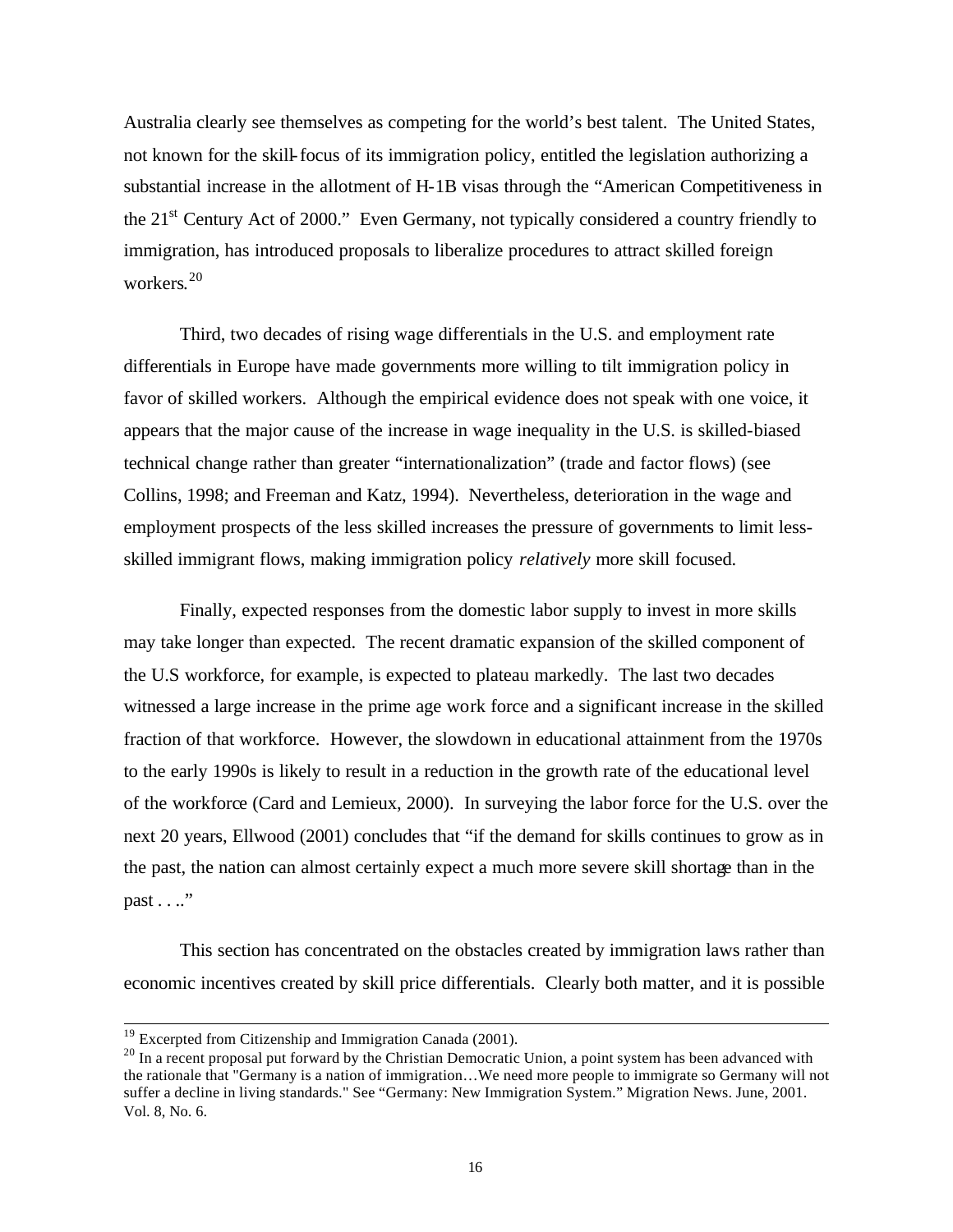Australia clearly see themselves as competing for the world's best talent. The United States, not known for the skill-focus of its immigration policy, entitled the legislation authorizing a substantial increase in the allotment of H-1B visas through the "American Competitiveness in the 21st Century Act of 2000." Even Germany, not typically considered a country friendly to immigration, has introduced proposals to liberalize procedures to attract skilled foreign workers.[20]

Third, two decades of rising wage differentials in the U.S. and employment rate differentials in Europe have made governments more willing to tilt immigration policy in favor of skilled workers. Although the empirical evidence does not speak with one voice, it appears that the major cause of the increase in wage inequality in the U.S. is skilled-biased technical change rather than greater "internationalization" (trade and factor flows) (see Collins, 1998; and Freeman and Katz, 1994). Nevertheless, deterioration in the wage and employment prospects of the less skilled increases the pressure of governments to limit less-skilled immigrant flows, making immigration policy *relatively* more skill focused.

Finally, expected responses from the domestic labor supply to invest in more skills may take longer than expected. The recent dramatic expansion of the skilled component of the U.S workforce, for example, is expected to plateau markedly. The last two decades witnessed a large increase in the prime age work force and a significant increase in the skilled fraction of that workforce. However, the slowdown in educational attainment from the 1970s to the early 1990s is likely to result in a reduction in the growth rate of the educational level of the workforce (Card and Lemieux, 2000). In surveying the labor force for the U.S. over the next 20 years, Ellwood (2001) concludes that "if the demand for skills continues to grow as in the past, the nation can almost certainly expect a much more severe skill shortage than in the past . . .."

This section has concentrated on the obstacles created by immigration laws rather than economic incentives created by skill price differentials. Clearly both matter, and it is possible

---

[19] Excerpted from Citizenship and Immigration Canada (2001).

[20] In a recent proposal put forward by the Christian Democratic Union, a point system has been advanced with the rationale that "Germany is a nation of immigration…We need more people to immigrate so Germany will not suffer a decline in living standards." See "Germany: New Immigration System." Migration News. June, 2001. Vol. 8, No. 6.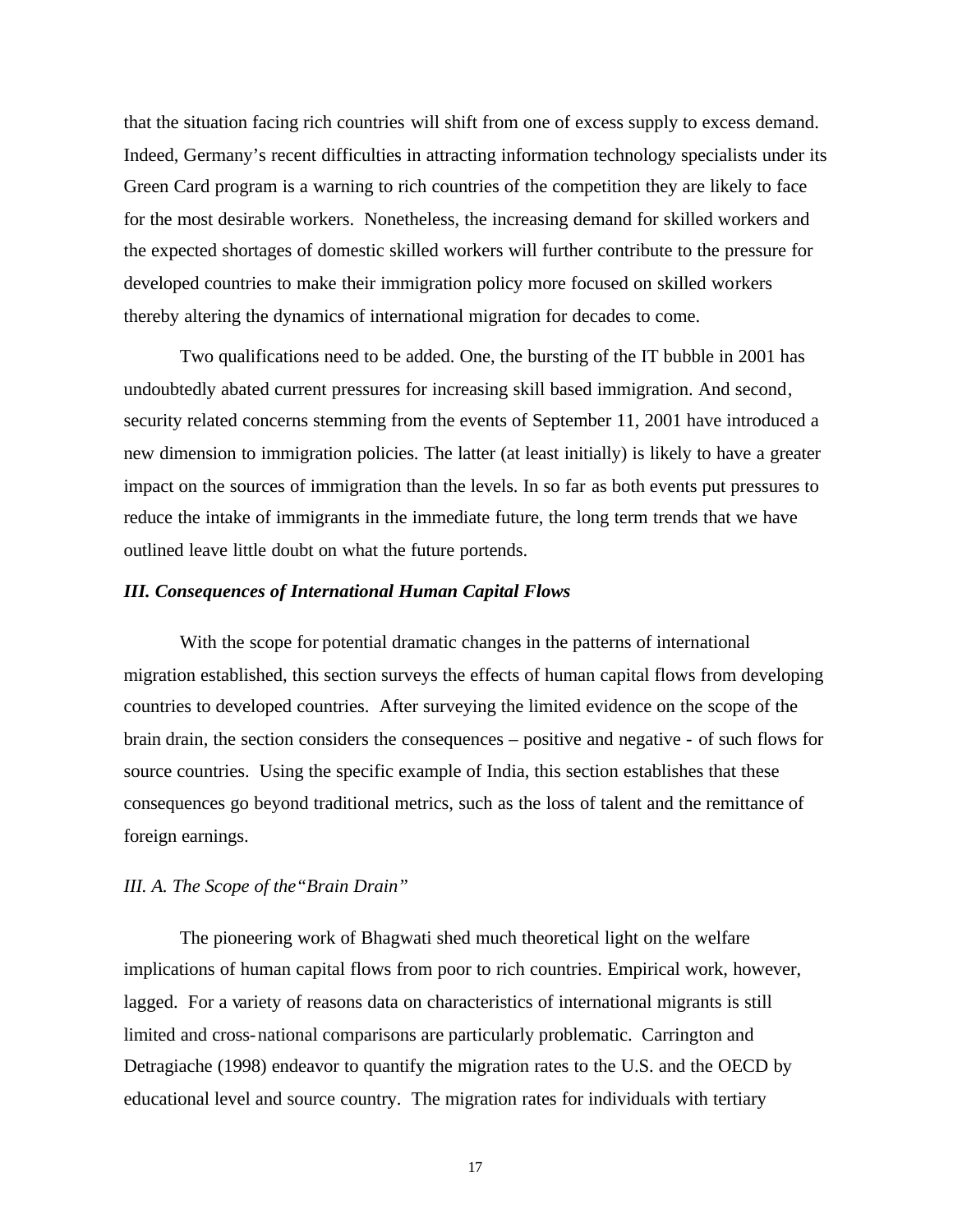that the situation facing rich countries will shift from one of excess supply to excess demand. Indeed, Germany's recent difficulties in attracting information technology specialists under its Green Card program is a warning to rich countries of the competition they are likely to face for the most desirable workers. Nonetheless, the increasing demand for skilled workers and the expected shortages of domestic skilled workers will further contribute to the pressure for developed countries to make their immigration policy more focused on skilled workers thereby altering the dynamics of international migration for decades to come.

Two qualifications need to be added. One, the bursting of the IT bubble in 2001 has undoubtedly abated current pressures for increasing skill based immigration. And second, security related concerns stemming from the events of September 11, 2001 have introduced a new dimension to immigration policies. The latter (at least initially) is likely to have a greater impact on the sources of immigration than the levels. In so far as both events put pressures to reduce the intake of immigrants in the immediate future, the long term trends that we have outlined leave little doubt on what the future portends.

### *III. Consequences of International Human Capital Flows*

With the scope for potential dramatic changes in the patterns of international migration established, this section surveys the effects of human capital flows from developing countries to developed countries. After surveying the limited evidence on the scope of the brain drain, the section considers the consequences – positive and negative - of such flows for source countries. Using the specific example of India, this section establishes that these consequences go beyond traditional metrics, such as the loss of talent and the remittance of foreign earnings.

#### *III. A. The Scope of the "Brain Drain"*

The pioneering work of Bhagwati shed much theoretical light on the welfare implications of human capital flows from poor to rich countries. Empirical work, however, lagged. For a variety of reasons data on characteristics of international migrants is still limited and cross-national comparisons are particularly problematic. Carrington and Detragiache (1998) endeavor to quantify the migration rates to the U.S. and the OECD by educational level and source country. The migration rates for individuals with tertiary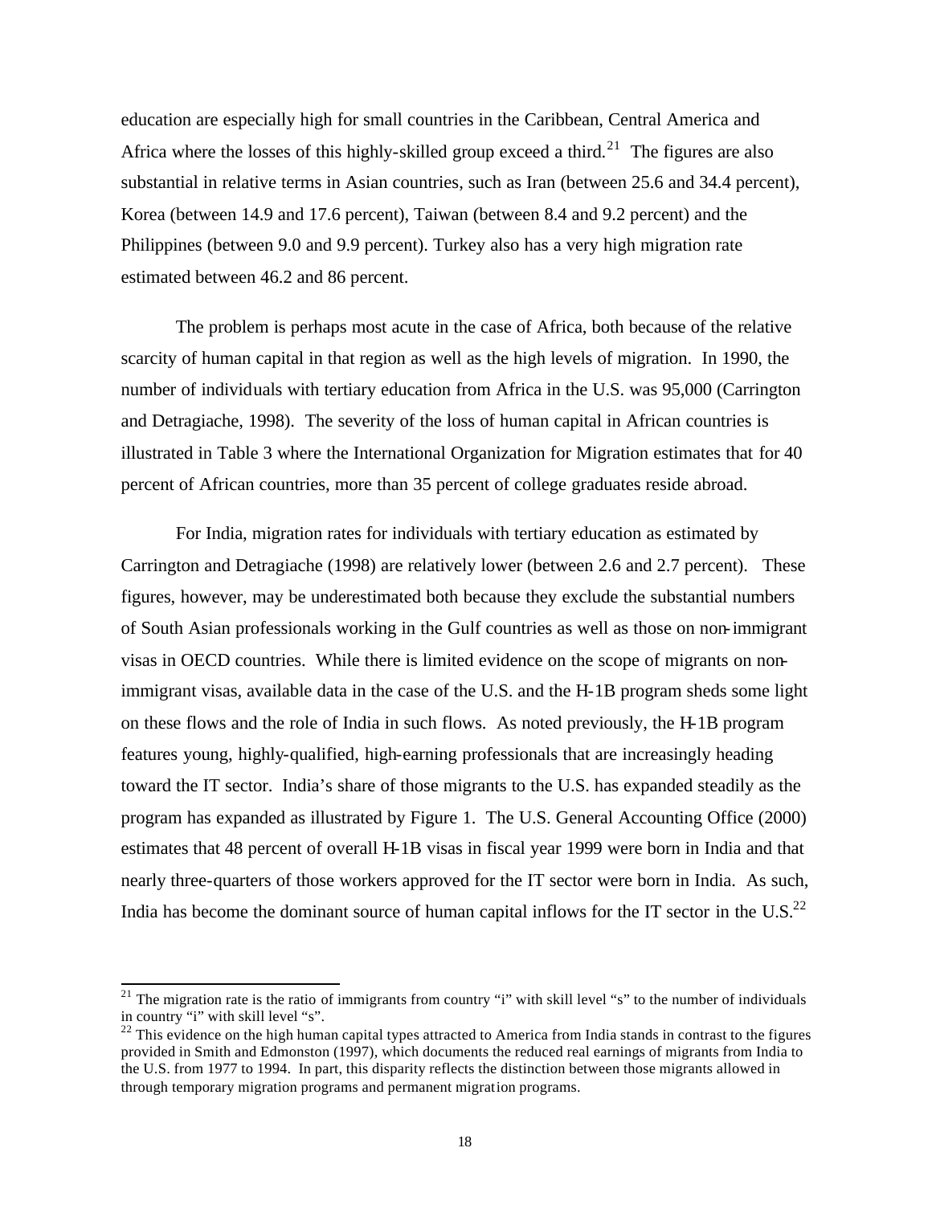education are especially high for small countries in the Caribbean, Central America and Africa where the losses of this highly-skilled group exceed a third.[21] The figures are also substantial in relative terms in Asian countries, such as Iran (between 25.6 and 34.4 percent), Korea (between 14.9 and 17.6 percent), Taiwan (between 8.4 and 9.2 percent) and the Philippines (between 9.0 and 9.9 percent). Turkey also has a very high migration rate estimated between 46.2 and 86 percent.

The problem is perhaps most acute in the case of Africa, both because of the relative scarcity of human capital in that region as well as the high levels of migration. In 1990, the number of individuals with tertiary education from Africa in the U.S. was 95,000 (Carrington and Detragiache, 1998). The severity of the loss of human capital in African countries is illustrated in Table 3 where the International Organization for Migration estimates that for 40 percent of African countries, more than 35 percent of college graduates reside abroad.

For India, migration rates for individuals with tertiary education as estimated by Carrington and Detragiache (1998) are relatively lower (between 2.6 and 2.7 percent). These figures, however, may be underestimated both because they exclude the substantial numbers of South Asian professionals working in the Gulf countries as well as those on non-immigrant visas in OECD countries. While there is limited evidence on the scope of migrants on non-immigrant visas, available data in the case of the U.S. and the H-1B program sheds some light on these flows and the role of India in such flows. As noted previously, the H-1B program features young, highly-qualified, high-earning professionals that are increasingly heading toward the IT sector. India's share of those migrants to the U.S. has expanded steadily as the program has expanded as illustrated by Figure 1. The U.S. General Accounting Office (2000) estimates that 48 percent of overall H-1B visas in fiscal year 1999 were born in India and that nearly three-quarters of those workers approved for the IT sector were born in India. As such, India has become the dominant source of human capital inflows for the IT sector in the U.S.[22]

---

[21] The migration rate is the ratio of immigrants from country "i" with skill level "s" to the number of individuals in country "i" with skill level "s".

[22] This evidence on the high human capital types attracted to America from India stands in contrast to the figures provided in Smith and Edmonston (1997), which documents the reduced real earnings of migrants from India to the U.S. from 1977 to 1994. In part, this disparity reflects the distinction between those migrants allowed in through temporary migration programs and permanent migration programs.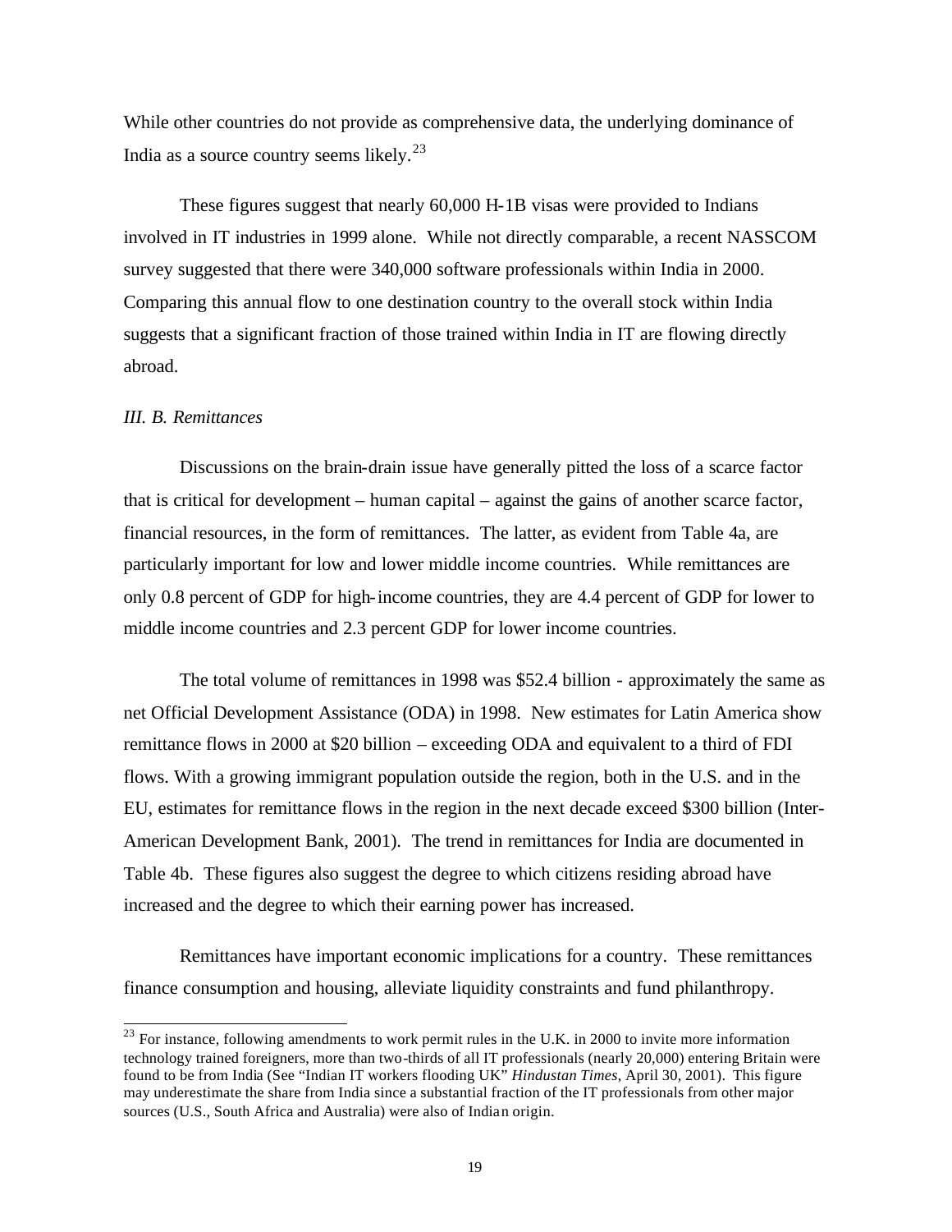While other countries do not provide as comprehensive data, the underlying dominance of India as a source country seems likely.[23]

These figures suggest that nearly 60,000 H-1B visas were provided to Indians involved in IT industries in 1999 alone. While not directly comparable, a recent NASSCOM survey suggested that there were 340,000 software professionals within India in 2000. Comparing this annual flow to one destination country to the overall stock within India suggests that a significant fraction of those trained within India in IT are flowing directly abroad.

*III. B. Remittances*

Discussions on the brain-drain issue have generally pitted the loss of a scarce factor that is critical for development – human capital – against the gains of another scarce factor, financial resources, in the form of remittances. The latter, as evident from Table 4a, are particularly important for low and lower middle income countries. While remittances are only 0.8 percent of GDP for high-income countries, they are 4.4 percent of GDP for lower to middle income countries and 2.3 percent GDP for lower income countries.

The total volume of remittances in 1998 was $52.4 billion - approximately the same as net Official Development Assistance (ODA) in 1998. New estimates for Latin America show remittance flows in 2000 at $20 billion – exceeding ODA and equivalent to a third of FDI flows. With a growing immigrant population outside the region, both in the U.S. and in the EU, estimates for remittance flows in the region in the next decade exceed $300 billion (Inter-American Development Bank, 2001). The trend in remittances for India are documented in Table 4b. These figures also suggest the degree to which citizens residing abroad have increased and the degree to which their earning power has increased.

Remittances have important economic implications for a country. These remittances finance consumption and housing, alleviate liquidity constraints and fund philanthropy.

---

[23] For instance, following amendments to work permit rules in the U.K. in 2000 to invite more information technology trained foreigners, more than two-thirds of all IT professionals (nearly 20,000) entering Britain were found to be from India (See "Indian IT workers flooding UK" *Hindustan Times*, April 30, 2001). This figure may underestimate the share from India since a substantial fraction of the IT professionals from other major sources (U.S., South Africa and Australia) were also of Indian origin.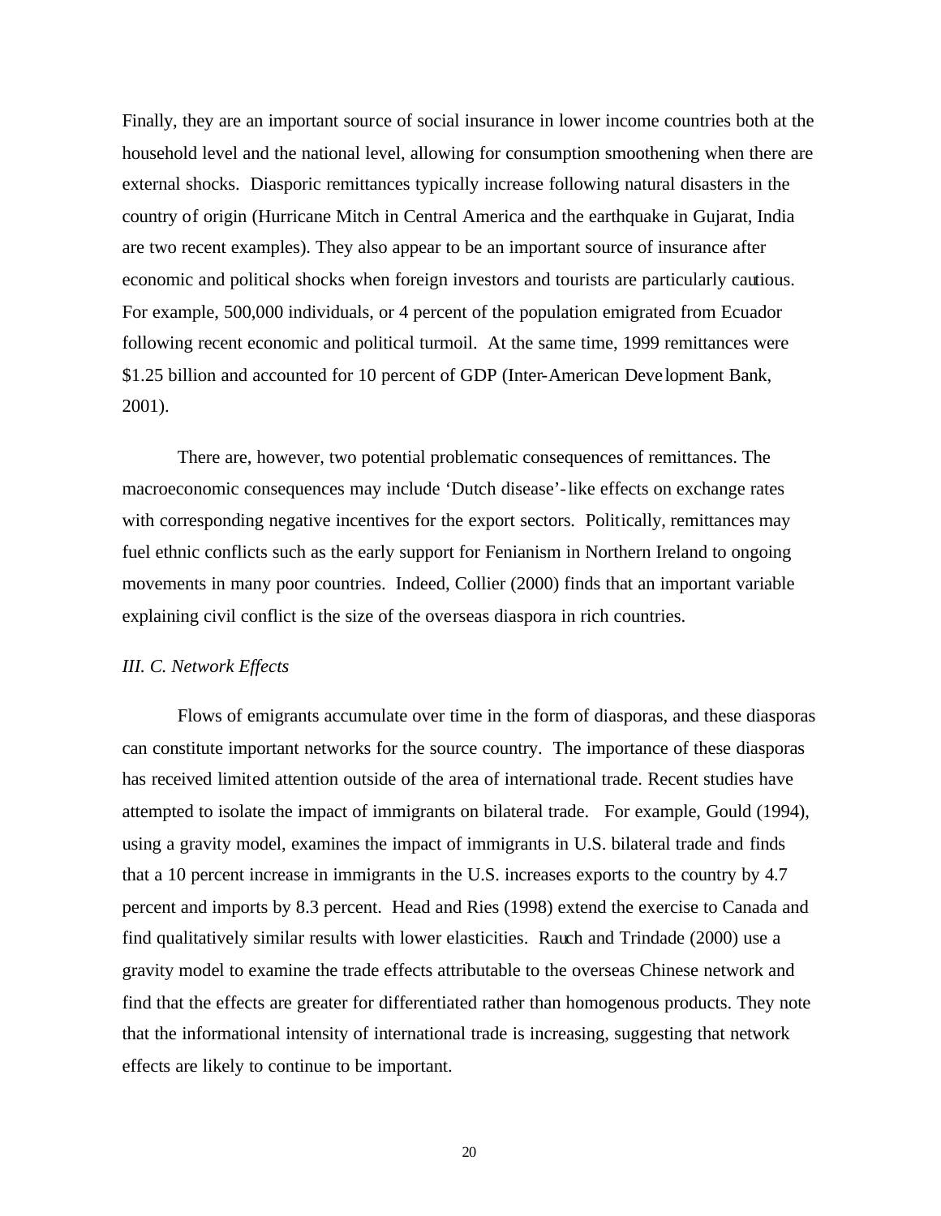Finally, they are an important source of social insurance in lower income countries both at the household level and the national level, allowing for consumption smoothening when there are external shocks. Diasporic remittances typically increase following natural disasters in the country of origin (Hurricane Mitch in Central America and the earthquake in Gujarat, India are two recent examples). They also appear to be an important source of insurance after economic and political shocks when foreign investors and tourists are particularly cautious. For example, 500,000 individuals, or 4 percent of the population emigrated from Ecuador following recent economic and political turmoil. At the same time, 1999 remittances were $1.25 billion and accounted for 10 percent of GDP (Inter-American Development Bank, 2001).

There are, however, two potential problematic consequences of remittances. The macroeconomic consequences may include 'Dutch disease'-like effects on exchange rates with corresponding negative incentives for the export sectors. Politically, remittances may fuel ethnic conflicts such as the early support for Fenianism in Northern Ireland to ongoing movements in many poor countries. Indeed, Collier (2000) finds that an important variable explaining civil conflict is the size of the overseas diaspora in rich countries.

*III. C. Network Effects*

Flows of emigrants accumulate over time in the form of diasporas, and these diasporas can constitute important networks for the source country. The importance of these diasporas has received limited attention outside of the area of international trade. Recent studies have attempted to isolate the impact of immigrants on bilateral trade. For example, Gould (1994), using a gravity model, examines the impact of immigrants in U.S. bilateral trade and finds that a 10 percent increase in immigrants in the U.S. increases exports to the country by 4.7 percent and imports by 8.3 percent. Head and Ries (1998) extend the exercise to Canada and find qualitatively similar results with lower elasticities. Rauch and Trindade (2000) use a gravity model to examine the trade effects attributable to the overseas Chinese network and find that the effects are greater for differentiated rather than homogenous products. They note that the informational intensity of international trade is increasing, suggesting that network effects are likely to continue to be important.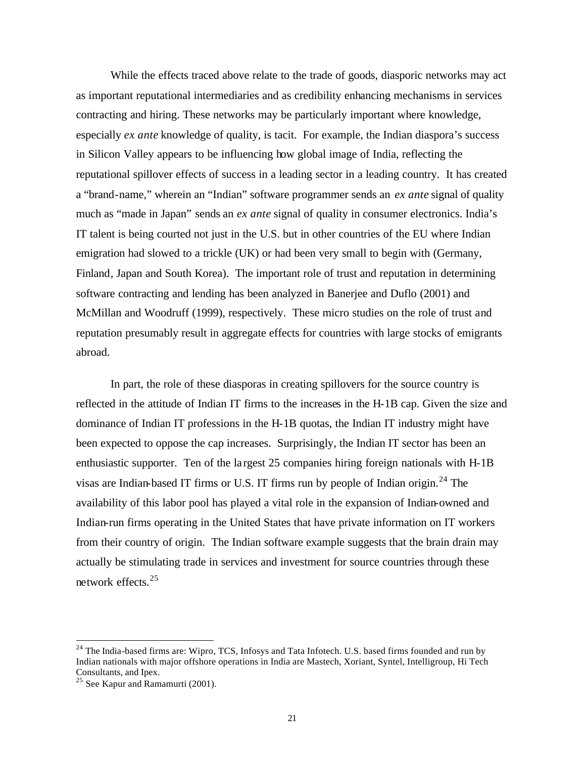While the effects traced above relate to the trade of goods, diasporic networks may act as important reputational intermediaries and as credibility enhancing mechanisms in services contracting and hiring. These networks may be particularly important where knowledge, especially *ex ante* knowledge of quality, is tacit. For example, the Indian diaspora's success in Silicon Valley appears to be influencing how global image of India, reflecting the reputational spillover effects of success in a leading sector in a leading country. It has created a "brand-name," wherein an "Indian" software programmer sends an *ex ante* signal of quality much as "made in Japan" sends an *ex ante* signal of quality in consumer electronics. India's IT talent is being courted not just in the U.S. but in other countries of the EU where Indian emigration had slowed to a trickle (UK) or had been very small to begin with (Germany, Finland, Japan and South Korea). The important role of trust and reputation in determining software contracting and lending has been analyzed in Banerjee and Duflo (2001) and McMillan and Woodruff (1999), respectively. These micro studies on the role of trust and reputation presumably result in aggregate effects for countries with large stocks of emigrants abroad.

In part, the role of these diasporas in creating spillovers for the source country is reflected in the attitude of Indian IT firms to the increases in the H-1B cap. Given the size and dominance of Indian IT professions in the H-1B quotas, the Indian IT industry might have been expected to oppose the cap increases. Surprisingly, the Indian IT sector has been an enthusiastic supporter. Ten of the largest 25 companies hiring foreign nationals with H-1B visas are Indian-based IT firms or U.S. IT firms run by people of Indian origin.[24] The availability of this labor pool has played a vital role in the expansion of Indian-owned and Indian-run firms operating in the United States that have private information on IT workers from their country of origin. The Indian software example suggests that the brain drain may actually be stimulating trade in services and investment for source countries through these network effects.[25]

[24] The India-based firms are: Wipro, TCS, Infosys and Tata Infotech. U.S. based firms founded and run by Indian nationals with major offshore operations in India are Mastech, Xoriant, Syntel, Intelligroup, Hi Tech Consultants, and Ipex.

[25] See Kapur and Ramamurti (2001).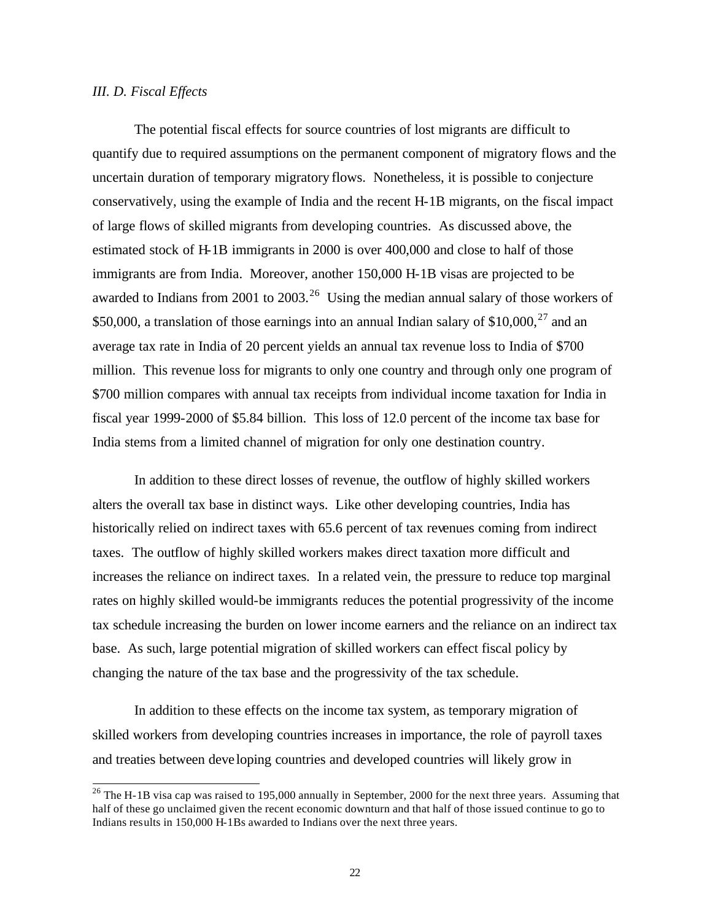*III. D. Fiscal Effects*

The potential fiscal effects for source countries of lost migrants are difficult to quantify due to required assumptions on the permanent component of migratory flows and the uncertain duration of temporary migratory flows. Nonetheless, it is possible to conjecture conservatively, using the example of India and the recent H-1B migrants, on the fiscal impact of large flows of skilled migrants from developing countries. As discussed above, the estimated stock of H-1B immigrants in 2000 is over 400,000 and close to half of those immigrants are from India. Moreover, another 150,000 H-1B visas are projected to be awarded to Indians from 2001 to 2003.[26] Using the median annual salary of those workers of \$50,000, a translation of those earnings into an annual Indian salary of \$10,000,[27] and an average tax rate in India of 20 percent yields an annual tax revenue loss to India of \$700 million. This revenue loss for migrants to only one country and through only one program of \$700 million compares with annual tax receipts from individual income taxation for India in fiscal year 1999-2000 of \$5.84 billion. This loss of 12.0 percent of the income tax base for India stems from a limited channel of migration for only one destination country.

In addition to these direct losses of revenue, the outflow of highly skilled workers alters the overall tax base in distinct ways. Like other developing countries, India has historically relied on indirect taxes with 65.6 percent of tax revenues coming from indirect taxes. The outflow of highly skilled workers makes direct taxation more difficult and increases the reliance on indirect taxes. In a related vein, the pressure to reduce top marginal rates on highly skilled would-be immigrants reduces the potential progressivity of the income tax schedule increasing the burden on lower income earners and the reliance on an indirect tax base. As such, large potential migration of skilled workers can effect fiscal policy by changing the nature of the tax base and the progressivity of the tax schedule.

In addition to these effects on the income tax system, as temporary migration of skilled workers from developing countries increases in importance, the role of payroll taxes and treaties between developing countries and developed countries will likely grow in

[26] The H-1B visa cap was raised to 195,000 annually in September, 2000 for the next three years. Assuming that half of these go unclaimed given the recent economic downturn and that half of those issued continue to go to Indians results in 150,000 H-1Bs awarded to Indians over the next three years.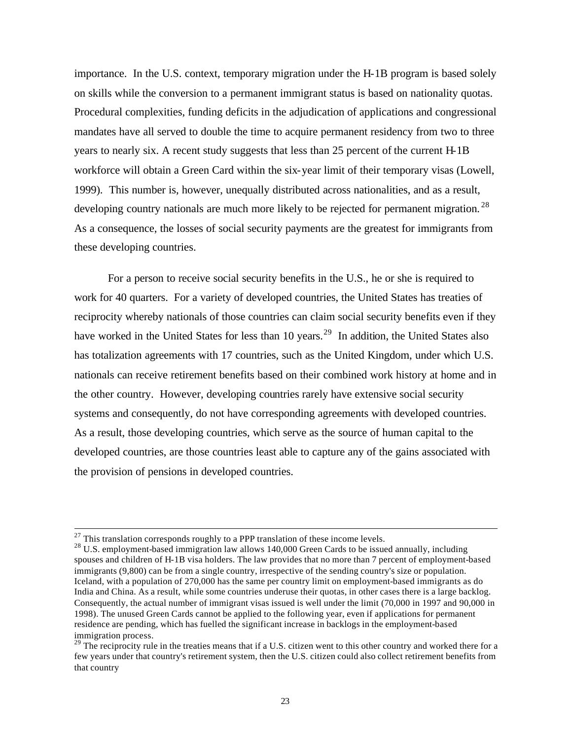importance. In the U.S. context, temporary migration under the H-1B program is based solely on skills while the conversion to a permanent immigrant status is based on nationality quotas. Procedural complexities, funding deficits in the adjudication of applications and congressional mandates have all served to double the time to acquire permanent residency from two to three years to nearly six. A recent study suggests that less than 25 percent of the current H-1B workforce will obtain a Green Card within the six-year limit of their temporary visas (Lowell, 1999). This number is, however, unequally distributed across nationalities, and as a result, developing country nationals are much more likely to be rejected for permanent migration.[28] As a consequence, the losses of social security payments are the greatest for immigrants from these developing countries.

For a person to receive social security benefits in the U.S., he or she is required to work for 40 quarters. For a variety of developed countries, the United States has treaties of reciprocity whereby nationals of those countries can claim social security benefits even if they have worked in the United States for less than 10 years.[29] In addition, the United States also has totalization agreements with 17 countries, such as the United Kingdom, under which U.S. nationals can receive retirement benefits based on their combined work history at home and in the other country. However, developing countries rarely have extensive social security systems and consequently, do not have corresponding agreements with developed countries. As a result, those developing countries, which serve as the source of human capital to the developed countries, are those countries least able to capture any of the gains associated with the provision of pensions in developed countries.

---

[27] This translation corresponds roughly to a PPP translation of these income levels.

[28] U.S. employment-based immigration law allows 140,000 Green Cards to be issued annually, including spouses and children of H-1B visa holders. The law provides that no more than 7 percent of employment-based immigrants (9,800) can be from a single country, irrespective of the sending country's size or population. Iceland, with a population of 270,000 has the same per country limit on employment-based immigrants as do India and China. As a result, while some countries underuse their quotas, in other cases there is a large backlog. Consequently, the actual number of immigrant visas issued is well under the limit (70,000 in 1997 and 90,000 in 1998). The unused Green Cards cannot be applied to the following year, even if applications for permanent residence are pending, which has fuelled the significant increase in backlogs in the employment-based immigration process.

[29] The reciprocity rule in the treaties means that if a U.S. citizen went to this other country and worked there for a few years under that country's retirement system, then the U.S. citizen could also collect retirement benefits from that country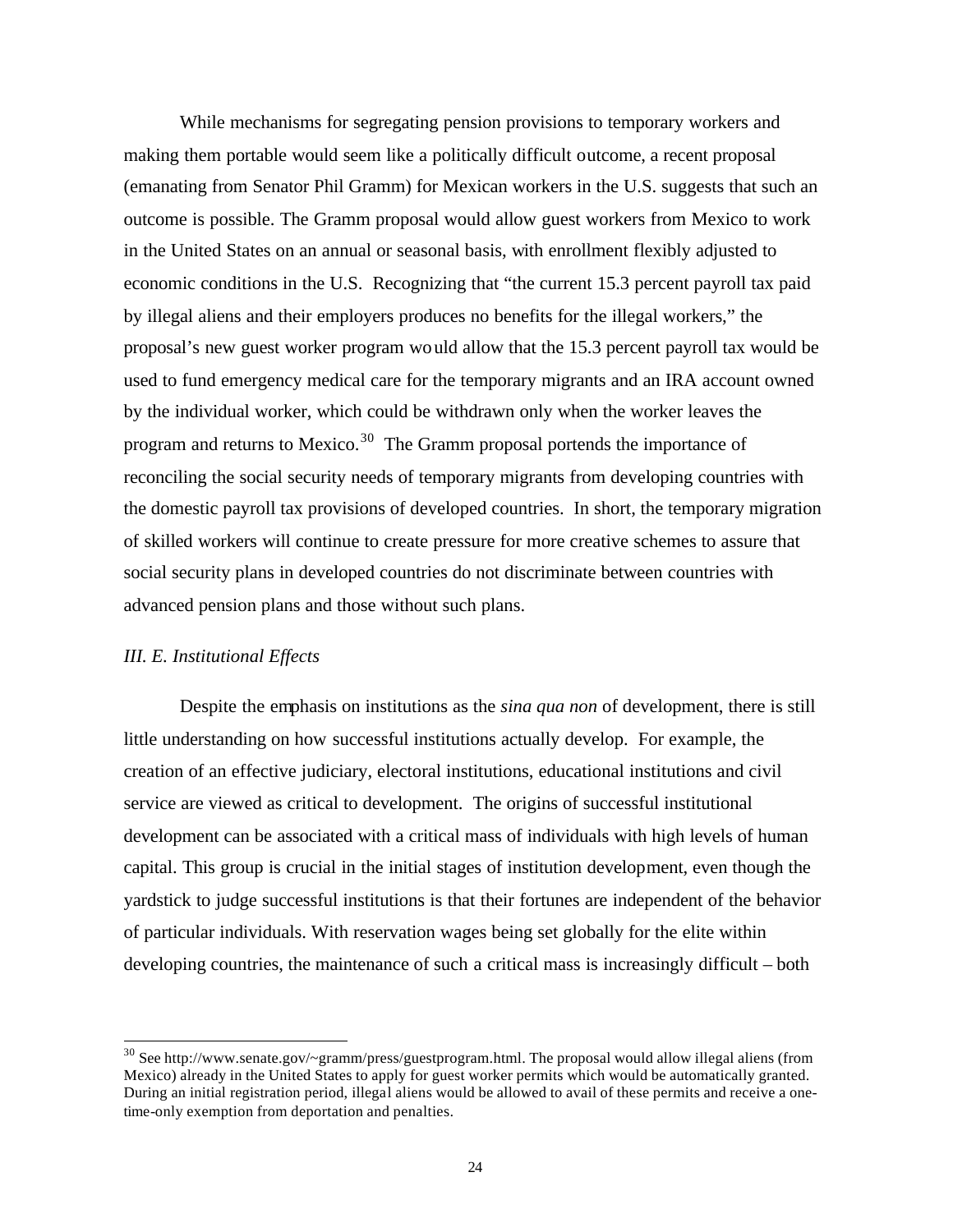While mechanisms for segregating pension provisions to temporary workers and making them portable would seem like a politically difficult outcome, a recent proposal (emanating from Senator Phil Gramm) for Mexican workers in the U.S. suggests that such an outcome is possible. The Gramm proposal would allow guest workers from Mexico to work in the United States on an annual or seasonal basis, with enrollment flexibly adjusted to economic conditions in the U.S. Recognizing that "the current 15.3 percent payroll tax paid by illegal aliens and their employers produces no benefits for the illegal workers," the proposal's new guest worker program would allow that the 15.3 percent payroll tax would be used to fund emergency medical care for the temporary migrants and an IRA account owned by the individual worker, which could be withdrawn only when the worker leaves the program and returns to Mexico.[30] The Gramm proposal portends the importance of reconciling the social security needs of temporary migrants from developing countries with the domestic payroll tax provisions of developed countries. In short, the temporary migration of skilled workers will continue to create pressure for more creative schemes to assure that social security plans in developed countries do not discriminate between countries with advanced pension plans and those without such plans.

### *III. E. Institutional Effects*

Despite the emphasis on institutions as the *sina qua non* of development, there is still little understanding on how successful institutions actually develop. For example, the creation of an effective judiciary, electoral institutions, educational institutions and civil service are viewed as critical to development. The origins of successful institutional development can be associated with a critical mass of individuals with high levels of human capital. This group is crucial in the initial stages of institution development, even though the yardstick to judge successful institutions is that their fortunes are independent of the behavior of particular individuals. With reservation wages being set globally for the elite within developing countries, the maintenance of such a critical mass is increasingly difficult – both

---

[30] See http://www.senate.gov/~gramm/press/guestprogram.html. The proposal would allow illegal aliens (from Mexico) already in the United States to apply for guest worker permits which would be automatically granted. During an initial registration period, illegal aliens would be allowed to avail of these permits and receive a one-time-only exemption from deportation and penalties.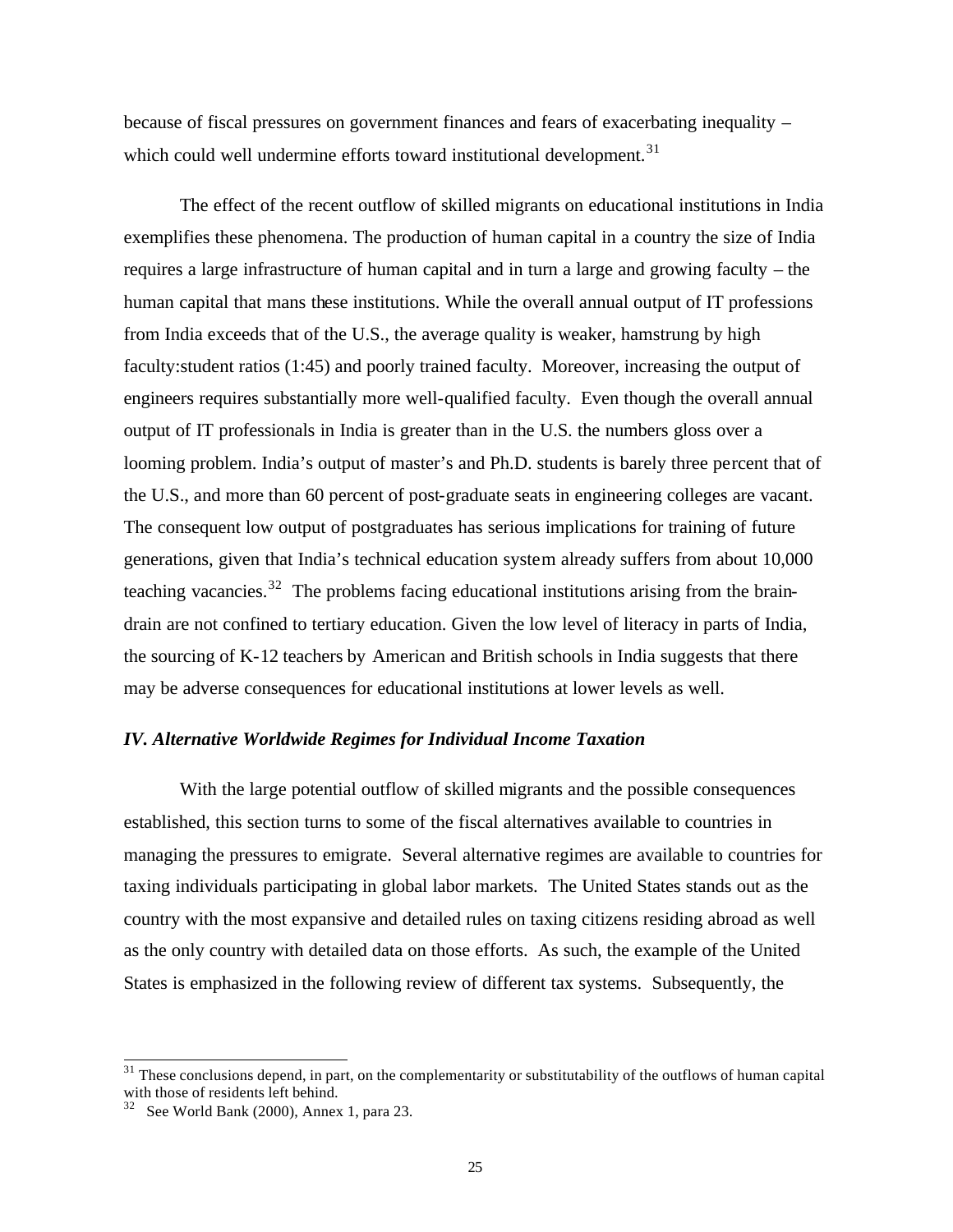because of fiscal pressures on government finances and fears of exacerbating inequality – which could well undermine efforts toward institutional development.[31]

The effect of the recent outflow of skilled migrants on educational institutions in India exemplifies these phenomena. The production of human capital in a country the size of India requires a large infrastructure of human capital and in turn a large and growing faculty – the human capital that mans these institutions. While the overall annual output of IT professions from India exceeds that of the U.S., the average quality is weaker, hamstrung by high faculty:student ratios (1:45) and poorly trained faculty. Moreover, increasing the output of engineers requires substantially more well-qualified faculty. Even though the overall annual output of IT professionals in India is greater than in the U.S. the numbers gloss over a looming problem. India's output of master's and Ph.D. students is barely three percent that of the U.S., and more than 60 percent of post-graduate seats in engineering colleges are vacant. The consequent low output of postgraduates has serious implications for training of future generations, given that India's technical education system already suffers from about 10,000 teaching vacancies.[32] The problems facing educational institutions arising from the brain-drain are not confined to tertiary education. Given the low level of literacy in parts of India, the sourcing of K-12 teachers by American and British schools in India suggests that there may be adverse consequences for educational institutions at lower levels as well.

### *IV. Alternative Worldwide Regimes for Individual Income Taxation*

With the large potential outflow of skilled migrants and the possible consequences established, this section turns to some of the fiscal alternatives available to countries in managing the pressures to emigrate. Several alternative regimes are available to countries for taxing individuals participating in global labor markets. The United States stands out as the country with the most expansive and detailed rules on taxing citizens residing abroad as well as the only country with detailed data on those efforts. As such, the example of the United States is emphasized in the following review of different tax systems. Subsequently, the

---

[31] These conclusions depend, in part, on the complementarity or substitutability of the outflows of human capital with those of residents left behind.

[32] See World Bank (2000), Annex 1, para 23.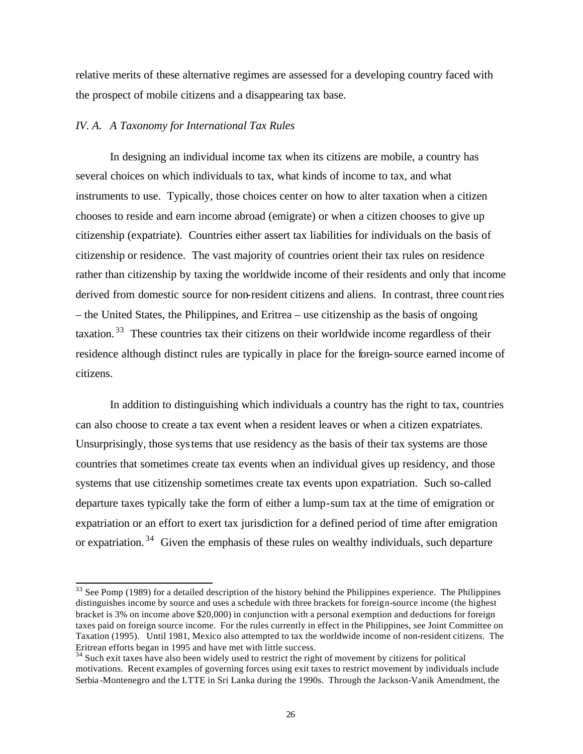relative merits of these alternative regimes are assessed for a developing country faced with the prospect of mobile citizens and a disappearing tax base.

### *IV. A. A Taxonomy for International Tax Rules*

In designing an individual income tax when its citizens are mobile, a country has several choices on which individuals to tax, what kinds of income to tax, and what instruments to use. Typically, those choices center on how to alter taxation when a citizen chooses to reside and earn income abroad (emigrate) or when a citizen chooses to give up citizenship (expatriate). Countries either assert tax liabilities for individuals on the basis of citizenship or residence. The vast majority of countries orient their tax rules on residence rather than citizenship by taxing the worldwide income of their residents and only that income derived from domestic source for non-resident citizens and aliens. In contrast, three countries – the United States, the Philippines, and Eritrea – use citizenship as the basis of ongoing taxation.[33] These countries tax their citizens on their worldwide income regardless of their residence although distinct rules are typically in place for the foreign-source earned income of citizens.

In addition to distinguishing which individuals a country has the right to tax, countries can also choose to create a tax event when a resident leaves or when a citizen expatriates. Unsurprisingly, those systems that use residency as the basis of their tax systems are those countries that sometimes create tax events when an individual gives up residency, and those systems that use citizenship sometimes create tax events upon expatriation. Such so-called departure taxes typically take the form of either a lump-sum tax at the time of emigration or expatriation or an effort to exert tax jurisdiction for a defined period of time after emigration or expatriation.[34] Given the emphasis of these rules on wealthy individuals, such departure

---

[33] See Pomp (1989) for a detailed description of the history behind the Philippines experience. The Philippines distinguishes income by source and uses a schedule with three brackets for foreign-source income (the highest bracket is 3% on income above $20,000) in conjunction with a personal exemption and deductions for foreign taxes paid on foreign source income. For the rules currently in effect in the Philippines, see Joint Committee on Taxation (1995). Until 1981, Mexico also attempted to tax the worldwide income of non-resident citizens. The Eritrean efforts began in 1995 and have met with little success.

[34] Such exit taxes have also been widely used to restrict the right of movement by citizens for political motivations. Recent examples of governing forces using exit taxes to restrict movement by individuals include Serbia-Montenegro and the LTTE in Sri Lanka during the 1990s. Through the Jackson-Vanik Amendment, the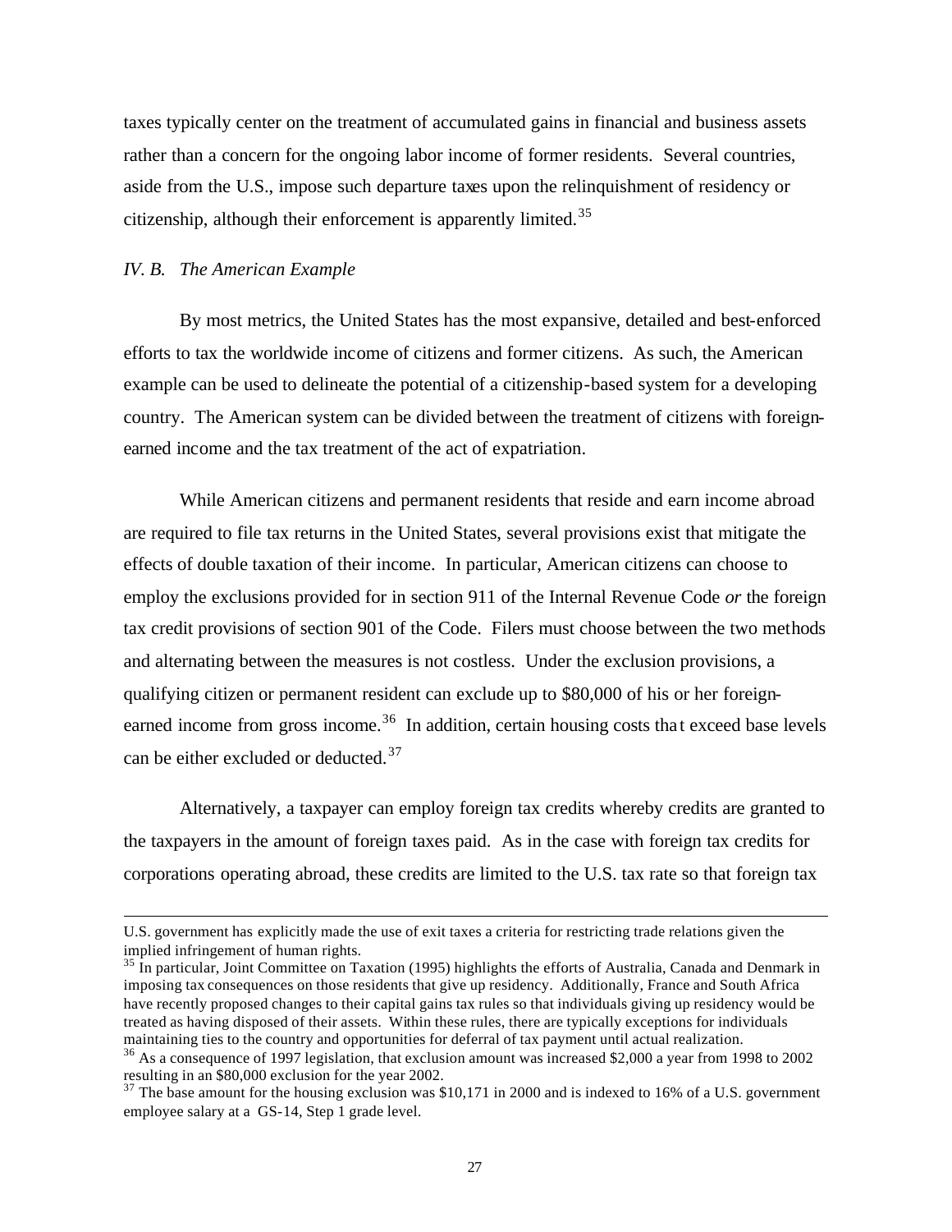taxes typically center on the treatment of accumulated gains in financial and business assets rather than a concern for the ongoing labor income of former residents. Several countries, aside from the U.S., impose such departure taxes upon the relinquishment of residency or citizenship, although their enforcement is apparently limited.[35]

### *IV. B. The American Example*

By most metrics, the United States has the most expansive, detailed and best-enforced efforts to tax the worldwide income of citizens and former citizens. As such, the American example can be used to delineate the potential of a citizenship-based system for a developing country. The American system can be divided between the treatment of citizens with foreign-earned income and the tax treatment of the act of expatriation.

While American citizens and permanent residents that reside and earn income abroad are required to file tax returns in the United States, several provisions exist that mitigate the effects of double taxation of their income. In particular, American citizens can choose to employ the exclusions provided for in section 911 of the Internal Revenue Code *or* the foreign tax credit provisions of section 901 of the Code. Filers must choose between the two methods and alternating between the measures is not costless. Under the exclusion provisions, a qualifying citizen or permanent resident can exclude up to $80,000 of his or her foreign-earned income from gross income.[36] In addition, certain housing costs that exceed base levels can be either excluded or deducted.[37]

Alternatively, a taxpayer can employ foreign tax credits whereby credits are granted to the taxpayers in the amount of foreign taxes paid. As in the case with foreign tax credits for corporations operating abroad, these credits are limited to the U.S. tax rate so that foreign tax

---

U.S. government has explicitly made the use of exit taxes a criteria for restricting trade relations given the implied infringement of human rights.

[35] In particular, Joint Committee on Taxation (1995) highlights the efforts of Australia, Canada and Denmark in imposing tax consequences on those residents that give up residency. Additionally, France and South Africa have recently proposed changes to their capital gains tax rules so that individuals giving up residency would be treated as having disposed of their assets. Within these rules, there are typically exceptions for individuals maintaining ties to the country and opportunities for deferral of tax payment until actual realization.

[36] As a consequence of 1997 legislation, that exclusion amount was increased $2,000 a year from 1998 to 2002 resulting in an $80,000 exclusion for the year 2002.

[37] The base amount for the housing exclusion was $10,171 in 2000 and is indexed to 16% of a U.S. government employee salary at a GS-14, Step 1 grade level.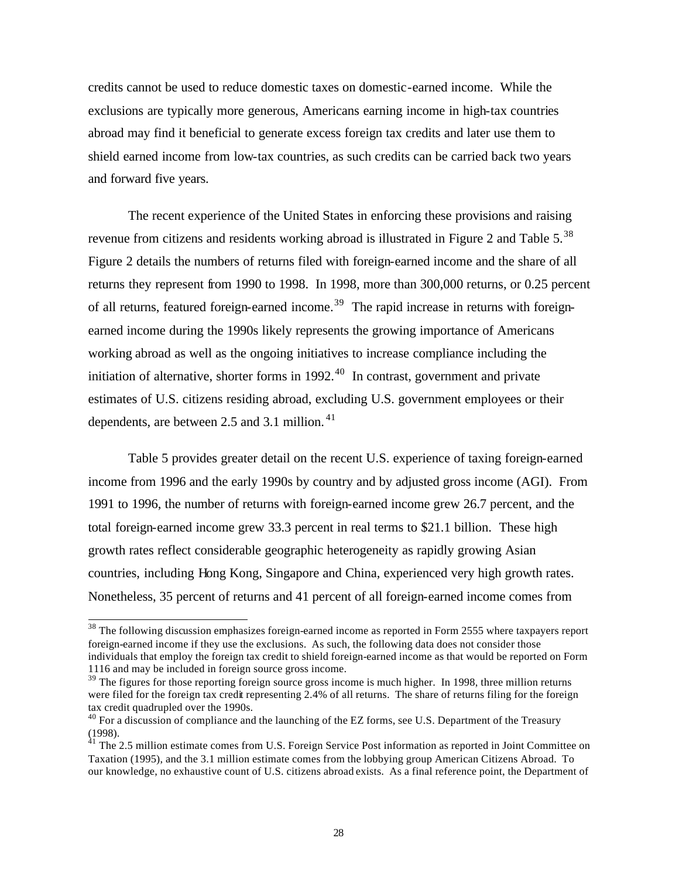credits cannot be used to reduce domestic taxes on domestic-earned income. While the exclusions are typically more generous, Americans earning income in high-tax countries abroad may find it beneficial to generate excess foreign tax credits and later use them to shield earned income from low-tax countries, as such credits can be carried back two years and forward five years.

The recent experience of the United States in enforcing these provisions and raising revenue from citizens and residents working abroad is illustrated in Figure 2 and Table 5.[38] Figure 2 details the numbers of returns filed with foreign-earned income and the share of all returns they represent from 1990 to 1998. In 1998, more than 300,000 returns, or 0.25 percent of all returns, featured foreign-earned income.[39] The rapid increase in returns with foreign-earned income during the 1990s likely represents the growing importance of Americans working abroad as well as the ongoing initiatives to increase compliance including the initiation of alternative, shorter forms in 1992.[40] In contrast, government and private estimates of U.S. citizens residing abroad, excluding U.S. government employees or their dependents, are between 2.5 and 3.1 million.[41]

Table 5 provides greater detail on the recent U.S. experience of taxing foreign-earned income from 1996 and the early 1990s by country and by adjusted gross income (AGI). From 1991 to 1996, the number of returns with foreign-earned income grew 26.7 percent, and the total foreign-earned income grew 33.3 percent in real terms to $21.1 billion. These high growth rates reflect considerable geographic heterogeneity as rapidly growing Asian countries, including Hong Kong, Singapore and China, experienced very high growth rates. Nonetheless, 35 percent of returns and 41 percent of all foreign-earned income comes from

---

[38] The following discussion emphasizes foreign-earned income as reported in Form 2555 where taxpayers report foreign-earned income if they use the exclusions. As such, the following data does not consider those individuals that employ the foreign tax credit to shield foreign-earned income as that would be reported on Form 1116 and may be included in foreign source gross income.

[39] The figures for those reporting foreign source gross income is much higher. In 1998, three million returns were filed for the foreign tax credit representing 2.4% of all returns. The share of returns filing for the foreign tax credit quadrupled over the 1990s.

[40] For a discussion of compliance and the launching of the EZ forms, see U.S. Department of the Treasury (1998).

[41] The 2.5 million estimate comes from U.S. Foreign Service Post information as reported in Joint Committee on Taxation (1995), and the 3.1 million estimate comes from the lobbying group American Citizens Abroad. To our knowledge, no exhaustive count of U.S. citizens abroad exists. As a final reference point, the Department of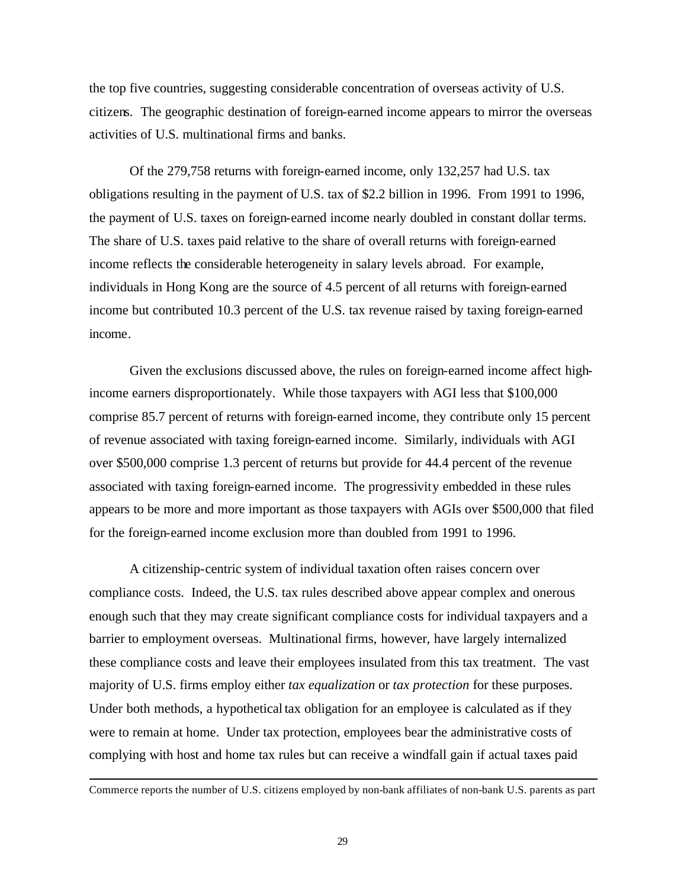the top five countries, suggesting considerable concentration of overseas activity of U.S. citizens. The geographic destination of foreign-earned income appears to mirror the overseas activities of U.S. multinational firms and banks.

Of the 279,758 returns with foreign-earned income, only 132,257 had U.S. tax obligations resulting in the payment of U.S. tax of $2.2 billion in 1996. From 1991 to 1996, the payment of U.S. taxes on foreign-earned income nearly doubled in constant dollar terms. The share of U.S. taxes paid relative to the share of overall returns with foreign-earned income reflects the considerable heterogeneity in salary levels abroad. For example, individuals in Hong Kong are the source of 4.5 percent of all returns with foreign-earned income but contributed 10.3 percent of the U.S. tax revenue raised by taxing foreign-earned income.

Given the exclusions discussed above, the rules on foreign-earned income affect high-income earners disproportionately. While those taxpayers with AGI less that $100,000 comprise 85.7 percent of returns with foreign-earned income, they contribute only 15 percent of revenue associated with taxing foreign-earned income. Similarly, individuals with AGI over $500,000 comprise 1.3 percent of returns but provide for 44.4 percent of the revenue associated with taxing foreign-earned income. The progressivity embedded in these rules appears to be more and more important as those taxpayers with AGIs over $500,000 that filed for the foreign-earned income exclusion more than doubled from 1991 to 1996.

A citizenship-centric system of individual taxation often raises concern over compliance costs. Indeed, the U.S. tax rules described above appear complex and onerous enough such that they may create significant compliance costs for individual taxpayers and a barrier to employment overseas. Multinational firms, however, have largely internalized these compliance costs and leave their employees insulated from this tax treatment. The vast majority of U.S. firms employ either *tax equalization* or *tax protection* for these purposes. Under both methods, a hypothetical tax obligation for an employee is calculated as if they were to remain at home. Under tax protection, employees bear the administrative costs of complying with host and home tax rules but can receive a windfall gain if actual taxes paid

---

Commerce reports the number of U.S. citizens employed by non-bank affiliates of non-bank U.S. parents as part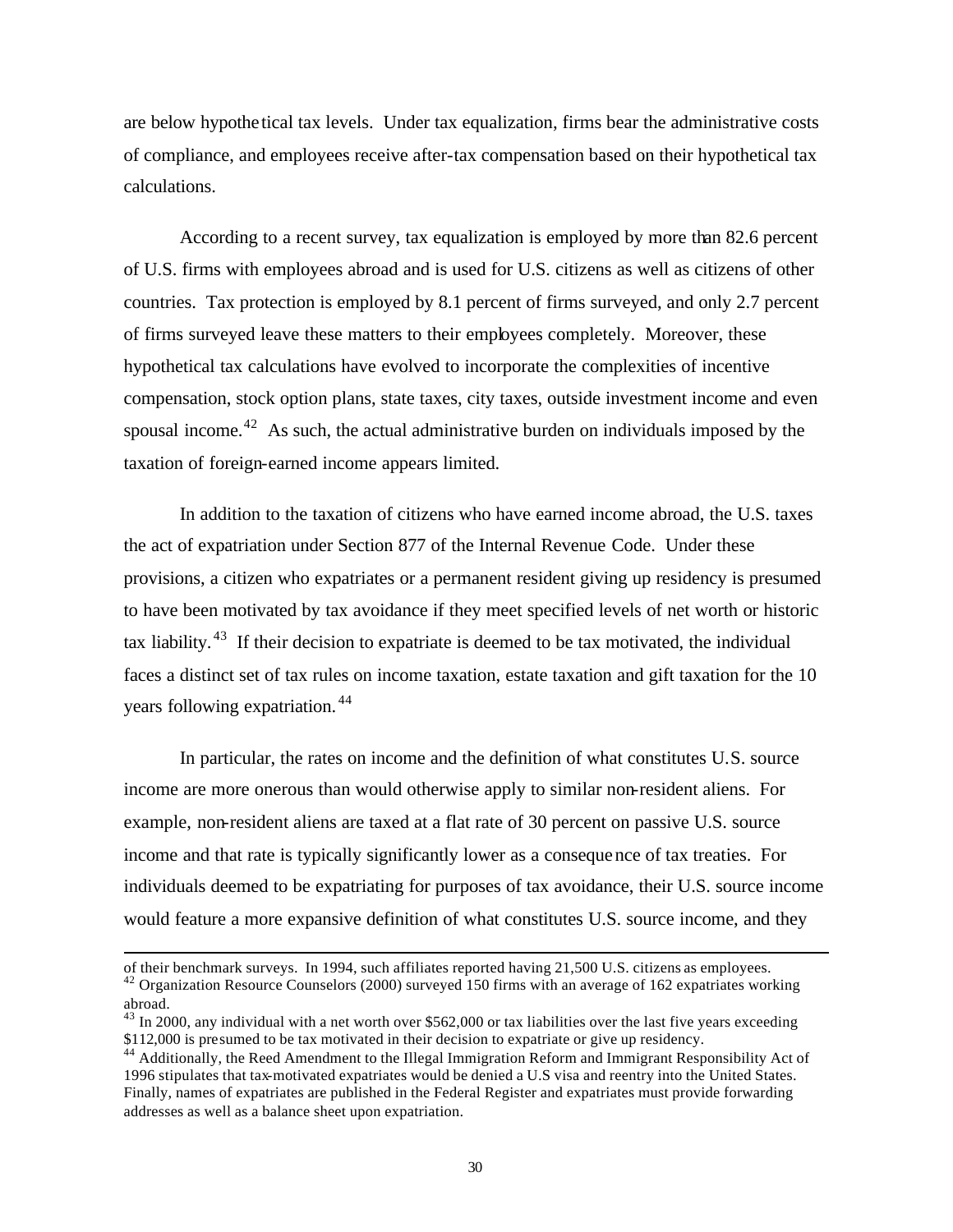are below hypothetical tax levels. Under tax equalization, firms bear the administrative costs of compliance, and employees receive after-tax compensation based on their hypothetical tax calculations.

According to a recent survey, tax equalization is employed by more than 82.6 percent of U.S. firms with employees abroad and is used for U.S. citizens as well as citizens of other countries. Tax protection is employed by 8.1 percent of firms surveyed, and only 2.7 percent of firms surveyed leave these matters to their employees completely. Moreover, these hypothetical tax calculations have evolved to incorporate the complexities of incentive compensation, stock option plans, state taxes, city taxes, outside investment income and even spousal income.[42] As such, the actual administrative burden on individuals imposed by the taxation of foreign-earned income appears limited.

In addition to the taxation of citizens who have earned income abroad, the U.S. taxes the act of expatriation under Section 877 of the Internal Revenue Code. Under these provisions, a citizen who expatriates or a permanent resident giving up residency is presumed to have been motivated by tax avoidance if they meet specified levels of net worth or historic tax liability.[43] If their decision to expatriate is deemed to be tax motivated, the individual faces a distinct set of tax rules on income taxation, estate taxation and gift taxation for the 10 years following expatriation.[44]

In particular, the rates on income and the definition of what constitutes U.S. source income are more onerous than would otherwise apply to similar non-resident aliens. For example, non-resident aliens are taxed at a flat rate of 30 percent on passive U.S. source income and that rate is typically significantly lower as a consequence of tax treaties. For individuals deemed to be expatriating for purposes of tax avoidance, their U.S. source income would feature a more expansive definition of what constitutes U.S. source income, and they

---

of their benchmark surveys. In 1994, such affiliates reported having 21,500 U.S. citizens as employees.

[42] Organization Resource Counselors (2000) surveyed 150 firms with an average of 162 expatriates working abroad.

[43] In 2000, any individual with a net worth over $562,000 or tax liabilities over the last five years exceeding $112,000 is presumed to be tax motivated in their decision to expatriate or give up residency.

[44] Additionally, the Reed Amendment to the Illegal Immigration Reform and Immigrant Responsibility Act of 1996 stipulates that tax-motivated expatriates would be denied a U.S visa and reentry into the United States. Finally, names of expatriates are published in the Federal Register and expatriates must provide forwarding addresses as well as a balance sheet upon expatriation.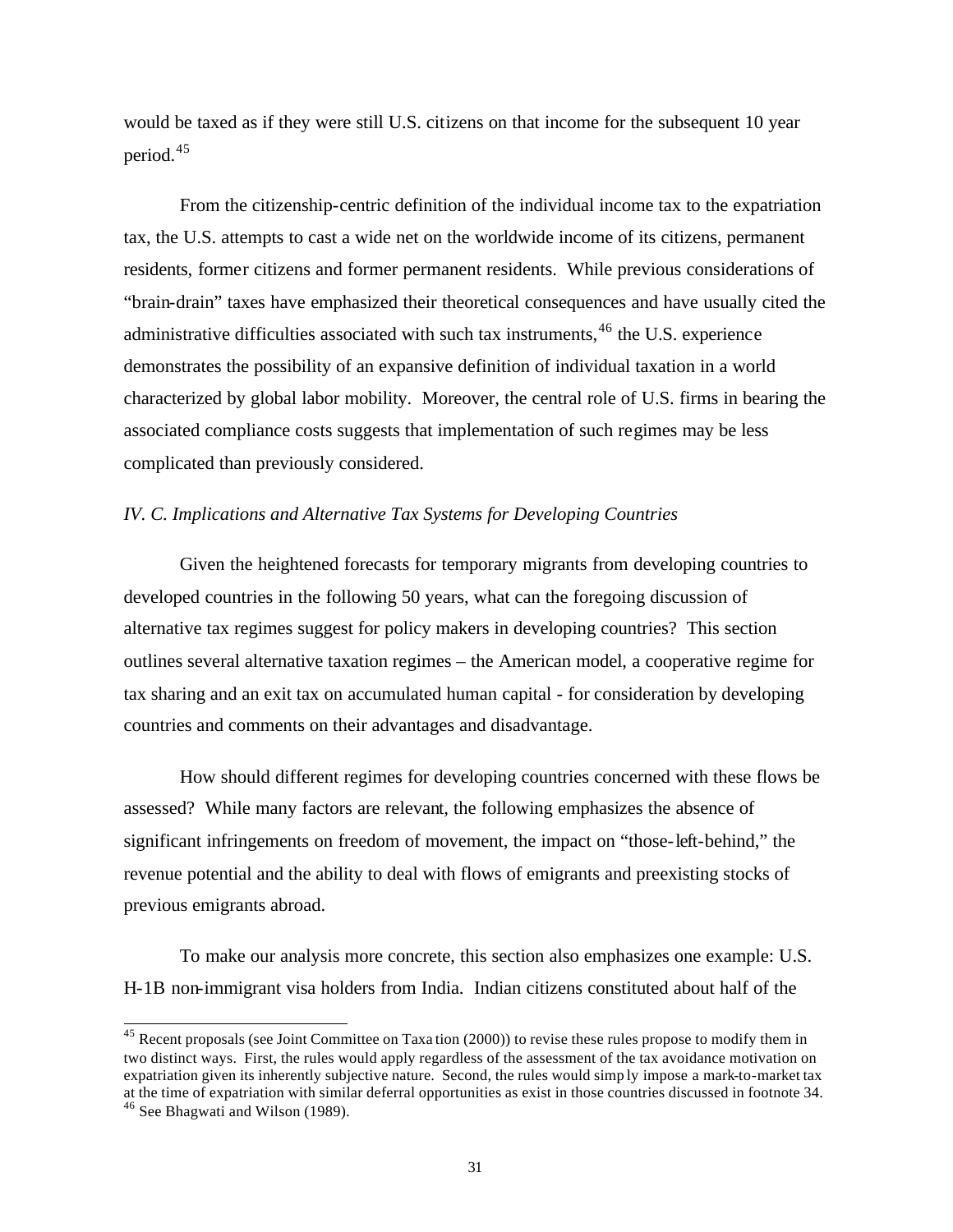would be taxed as if they were still U.S. citizens on that income for the subsequent 10 year period.[45]

From the citizenship-centric definition of the individual income tax to the expatriation tax, the U.S. attempts to cast a wide net on the worldwide income of its citizens, permanent residents, former citizens and former permanent residents. While previous considerations of "brain-drain" taxes have emphasized their theoretical consequences and have usually cited the administrative difficulties associated with such tax instruments,[46] the U.S. experience demonstrates the possibility of an expansive definition of individual taxation in a world characterized by global labor mobility. Moreover, the central role of U.S. firms in bearing the associated compliance costs suggests that implementation of such regimes may be less complicated than previously considered.

*IV. C. Implications and Alternative Tax Systems for Developing Countries*

Given the heightened forecasts for temporary migrants from developing countries to developed countries in the following 50 years, what can the foregoing discussion of alternative tax regimes suggest for policy makers in developing countries? This section outlines several alternative taxation regimes – the American model, a cooperative regime for tax sharing and an exit tax on accumulated human capital - for consideration by developing countries and comments on their advantages and disadvantage.

How should different regimes for developing countries concerned with these flows be assessed? While many factors are relevant, the following emphasizes the absence of significant infringements on freedom of movement, the impact on "those-left-behind," the revenue potential and the ability to deal with flows of emigrants and preexisting stocks of previous emigrants abroad.

To make our analysis more concrete, this section also emphasizes one example: U.S. H-1B non-immigrant visa holders from India. Indian citizens constituted about half of the

---

[45] Recent proposals (see Joint Committee on Taxation (2000)) to revise these rules propose to modify them in two distinct ways. First, the rules would apply regardless of the assessment of the tax avoidance motivation on expatriation given its inherently subjective nature. Second, the rules would simply impose a mark-to-market tax at the time of expatriation with similar deferral opportunities as exist in those countries discussed in footnote 34.

[46] See Bhagwati and Wilson (1989).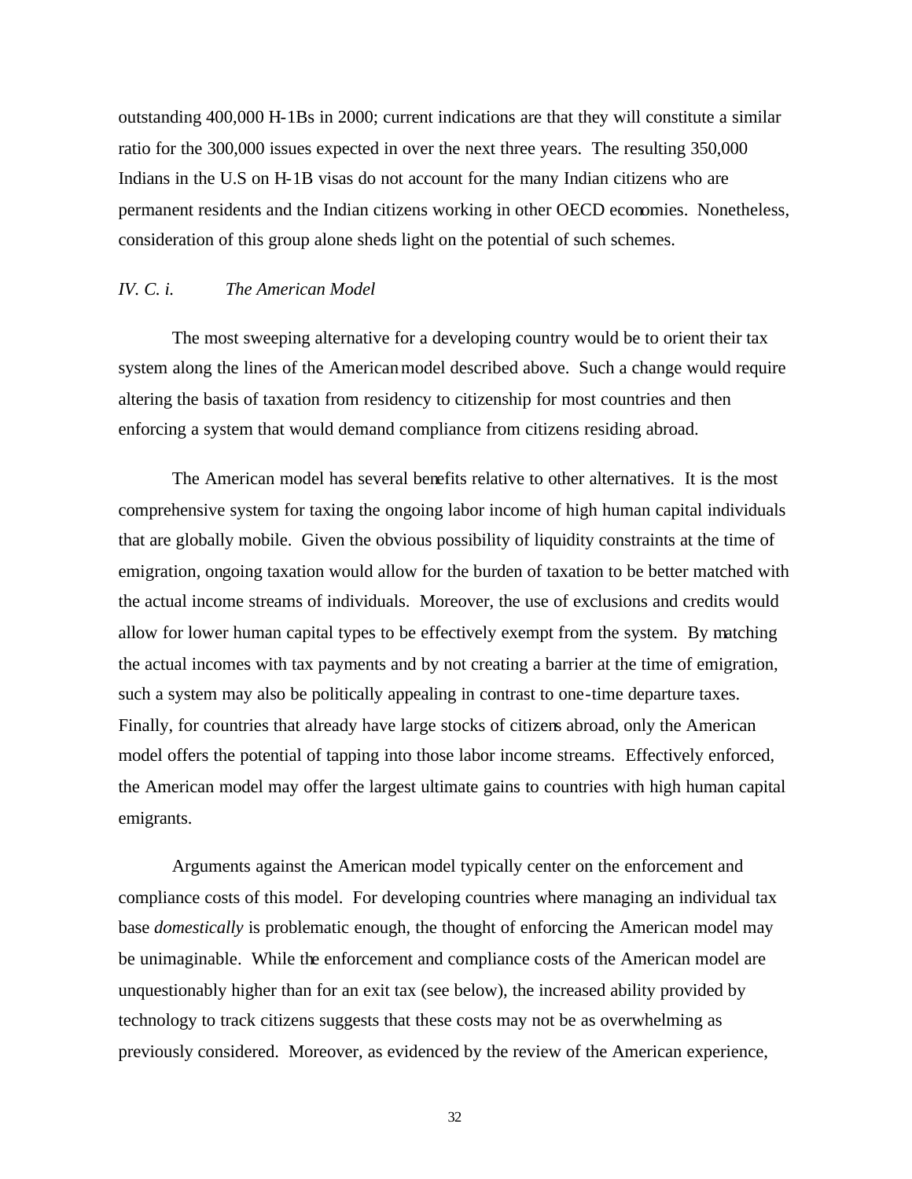outstanding 400,000 H-1Bs in 2000; current indications are that they will constitute a similar ratio for the 300,000 issues expected in over the next three years. The resulting 350,000 Indians in the U.S on H-1B visas do not account for the many Indian citizens who are permanent residents and the Indian citizens working in other OECD economies. Nonetheless, consideration of this group alone sheds light on the potential of such schemes.

### *IV. C. i. The American Model*

The most sweeping alternative for a developing country would be to orient their tax system along the lines of the American model described above. Such a change would require altering the basis of taxation from residency to citizenship for most countries and then enforcing a system that would demand compliance from citizens residing abroad.

The American model has several benefits relative to other alternatives. It is the most comprehensive system for taxing the ongoing labor income of high human capital individuals that are globally mobile. Given the obvious possibility of liquidity constraints at the time of emigration, ongoing taxation would allow for the burden of taxation to be better matched with the actual income streams of individuals. Moreover, the use of exclusions and credits would allow for lower human capital types to be effectively exempt from the system. By matching the actual incomes with tax payments and by not creating a barrier at the time of emigration, such a system may also be politically appealing in contrast to one-time departure taxes. Finally, for countries that already have large stocks of citizens abroad, only the American model offers the potential of tapping into those labor income streams. Effectively enforced, the American model may offer the largest ultimate gains to countries with high human capital emigrants.

Arguments against the American model typically center on the enforcement and compliance costs of this model. For developing countries where managing an individual tax base *domestically* is problematic enough, the thought of enforcing the American model may be unimaginable. While the enforcement and compliance costs of the American model are unquestionably higher than for an exit tax (see below), the increased ability provided by technology to track citizens suggests that these costs may not be as overwhelming as previously considered. Moreover, as evidenced by the review of the American experience,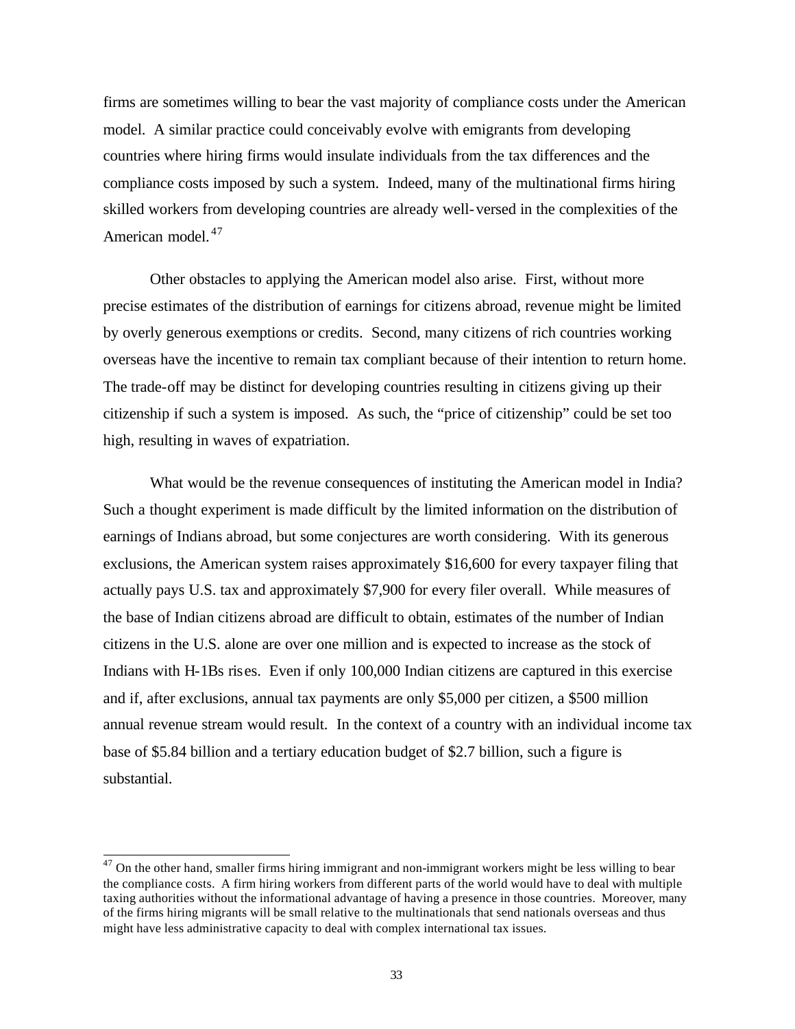firms are sometimes willing to bear the vast majority of compliance costs under the American model. A similar practice could conceivably evolve with emigrants from developing countries where hiring firms would insulate individuals from the tax differences and the compliance costs imposed by such a system. Indeed, many of the multinational firms hiring skilled workers from developing countries are already well-versed in the complexities of the American model.[47]

Other obstacles to applying the American model also arise. First, without more precise estimates of the distribution of earnings for citizens abroad, revenue might be limited by overly generous exemptions or credits. Second, many citizens of rich countries working overseas have the incentive to remain tax compliant because of their intention to return home. The trade-off may be distinct for developing countries resulting in citizens giving up their citizenship if such a system is imposed. As such, the "price of citizenship" could be set too high, resulting in waves of expatriation.

What would be the revenue consequences of instituting the American model in India? Such a thought experiment is made difficult by the limited information on the distribution of earnings of Indians abroad, but some conjectures are worth considering. With its generous exclusions, the American system raises approximately $16,600 for every taxpayer filing that actually pays U.S. tax and approximately $7,900 for every filer overall. While measures of the base of Indian citizens abroad are difficult to obtain, estimates of the number of Indian citizens in the U.S. alone are over one million and is expected to increase as the stock of Indians with H-1Bs rises. Even if only 100,000 Indian citizens are captured in this exercise and if, after exclusions, annual tax payments are only $5,000 per citizen, a $500 million annual revenue stream would result. In the context of a country with an individual income tax base of $5.84 billion and a tertiary education budget of $2.7 billion, such a figure is substantial.

---

[47] On the other hand, smaller firms hiring immigrant and non-immigrant workers might be less willing to bear the compliance costs. A firm hiring workers from different parts of the world would have to deal with multiple taxing authorities without the informational advantage of having a presence in those countries. Moreover, many of the firms hiring migrants will be small relative to the multinationals that send nationals overseas and thus might have less administrative capacity to deal with complex international tax issues.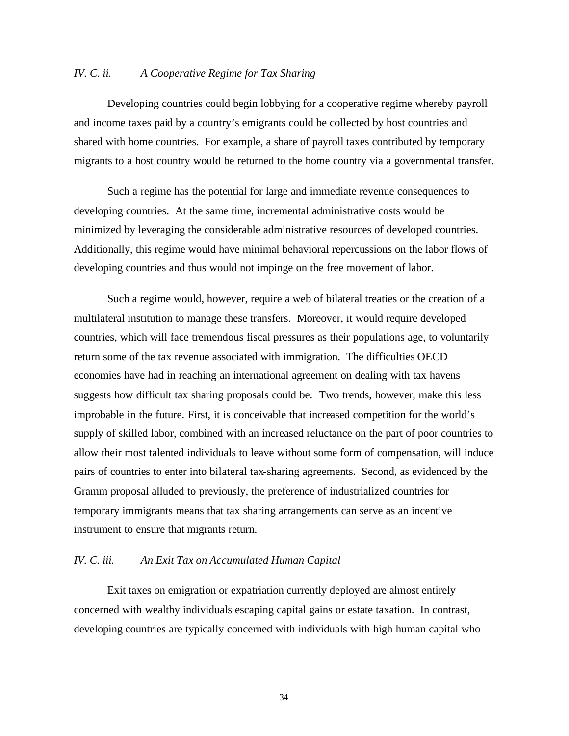### *IV. C. ii. A Cooperative Regime for Tax Sharing*

Developing countries could begin lobbying for a cooperative regime whereby payroll and income taxes paid by a country's emigrants could be collected by host countries and shared with home countries. For example, a share of payroll taxes contributed by temporary migrants to a host country would be returned to the home country via a governmental transfer.

Such a regime has the potential for large and immediate revenue consequences to developing countries. At the same time, incremental administrative costs would be minimized by leveraging the considerable administrative resources of developed countries. Additionally, this regime would have minimal behavioral repercussions on the labor flows of developing countries and thus would not impinge on the free movement of labor.

Such a regime would, however, require a web of bilateral treaties or the creation of a multilateral institution to manage these transfers. Moreover, it would require developed countries, which will face tremendous fiscal pressures as their populations age, to voluntarily return some of the tax revenue associated with immigration. The difficulties OECD economies have had in reaching an international agreement on dealing with tax havens suggests how difficult tax sharing proposals could be. Two trends, however, make this less improbable in the future. First, it is conceivable that increased competition for the world's supply of skilled labor, combined with an increased reluctance on the part of poor countries to allow their most talented individuals to leave without some form of compensation, will induce pairs of countries to enter into bilateral tax-sharing agreements. Second, as evidenced by the Gramm proposal alluded to previously, the preference of industrialized countries for temporary immigrants means that tax sharing arrangements can serve as an incentive instrument to ensure that migrants return.

### *IV. C. iii. An Exit Tax on Accumulated Human Capital*

Exit taxes on emigration or expatriation currently deployed are almost entirely concerned with wealthy individuals escaping capital gains or estate taxation. In contrast, developing countries are typically concerned with individuals with high human capital who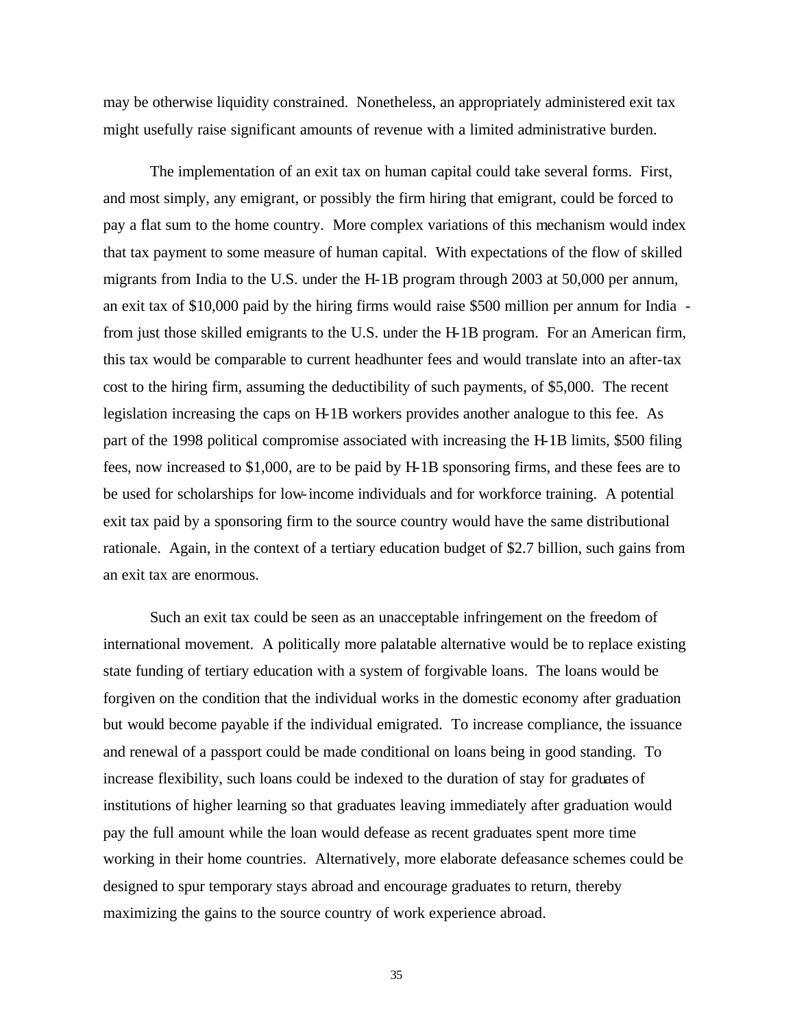may be otherwise liquidity constrained. Nonetheless, an appropriately administered exit tax might usefully raise significant amounts of revenue with a limited administrative burden.

The implementation of an exit tax on human capital could take several forms. First, and most simply, any emigrant, or possibly the firm hiring that emigrant, could be forced to pay a flat sum to the home country. More complex variations of this mechanism would index that tax payment to some measure of human capital. With expectations of the flow of skilled migrants from India to the U.S. under the H-1B program through 2003 at 50,000 per annum, an exit tax of $10,000 paid by the hiring firms would raise $500 million per annum for India - from just those skilled emigrants to the U.S. under the H-1B program. For an American firm, this tax would be comparable to current headhunter fees and would translate into an after-tax cost to the hiring firm, assuming the deductibility of such payments, of $5,000. The recent legislation increasing the caps on H-1B workers provides another analogue to this fee. As part of the 1998 political compromise associated with increasing the H-1B limits, $500 filing fees, now increased to $1,000, are to be paid by H-1B sponsoring firms, and these fees are to be used for scholarships for low-income individuals and for workforce training. A potential exit tax paid by a sponsoring firm to the source country would have the same distributional rationale. Again, in the context of a tertiary education budget of $2.7 billion, such gains from an exit tax are enormous.

Such an exit tax could be seen as an unacceptable infringement on the freedom of international movement. A politically more palatable alternative would be to replace existing state funding of tertiary education with a system of forgivable loans. The loans would be forgiven on the condition that the individual works in the domestic economy after graduation but would become payable if the individual emigrated. To increase compliance, the issuance and renewal of a passport could be made conditional on loans being in good standing. To increase flexibility, such loans could be indexed to the duration of stay for graduates of institutions of higher learning so that graduates leaving immediately after graduation would pay the full amount while the loan would defease as recent graduates spent more time working in their home countries. Alternatively, more elaborate defeasance schemes could be designed to spur temporary stays abroad and encourage graduates to return, thereby maximizing the gains to the source country of work experience abroad.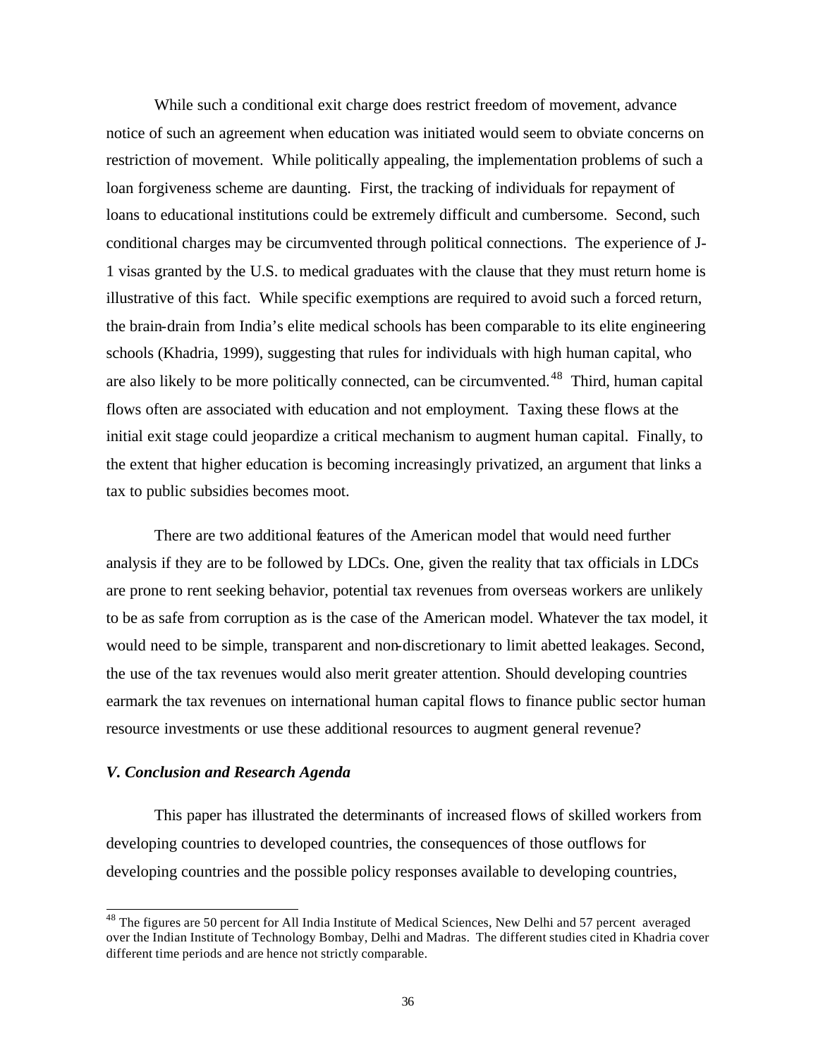While such a conditional exit charge does restrict freedom of movement, advance notice of such an agreement when education was initiated would seem to obviate concerns on restriction of movement. While politically appealing, the implementation problems of such a loan forgiveness scheme are daunting. First, the tracking of individuals for repayment of loans to educational institutions could be extremely difficult and cumbersome. Second, such conditional charges may be circumvented through political connections. The experience of J-1 visas granted by the U.S. to medical graduates with the clause that they must return home is illustrative of this fact. While specific exemptions are required to avoid such a forced return, the brain-drain from India's elite medical schools has been comparable to its elite engineering schools (Khadria, 1999), suggesting that rules for individuals with high human capital, who are also likely to be more politically connected, can be circumvented.[48] Third, human capital flows often are associated with education and not employment. Taxing these flows at the initial exit stage could jeopardize a critical mechanism to augment human capital. Finally, to the extent that higher education is becoming increasingly privatized, an argument that links a tax to public subsidies becomes moot.

There are two additional features of the American model that would need further analysis if they are to be followed by LDCs. One, given the reality that tax officials in LDCs are prone to rent seeking behavior, potential tax revenues from overseas workers are unlikely to be as safe from corruption as is the case of the American model. Whatever the tax model, it would need to be simple, transparent and non-discretionary to limit abetted leakages. Second, the use of the tax revenues would also merit greater attention. Should developing countries earmark the tax revenues on international human capital flows to finance public sector human resource investments or use these additional resources to augment general revenue?

### *V. Conclusion and Research Agenda*

This paper has illustrated the determinants of increased flows of skilled workers from developing countries to developed countries, the consequences of those outflows for developing countries and the possible policy responses available to developing countries,

---

[48] The figures are 50 percent for All India Institute of Medical Sciences, New Delhi and 57 percent averaged over the Indian Institute of Technology Bombay, Delhi and Madras. The different studies cited in Khadria cover different time periods and are hence not strictly comparable.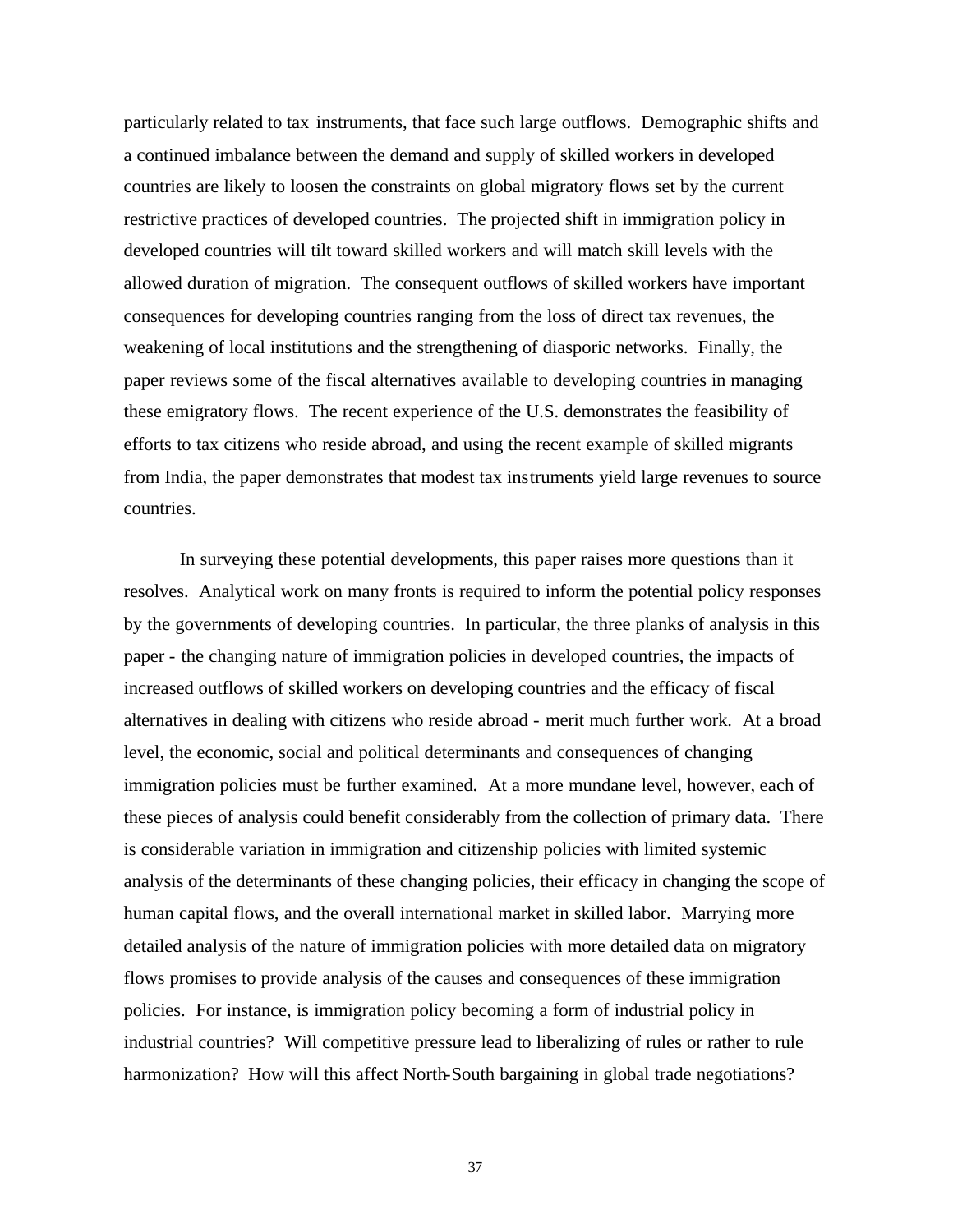particularly related to tax instruments, that face such large outflows. Demographic shifts and a continued imbalance between the demand and supply of skilled workers in developed countries are likely to loosen the constraints on global migratory flows set by the current restrictive practices of developed countries. The projected shift in immigration policy in developed countries will tilt toward skilled workers and will match skill levels with the allowed duration of migration. The consequent outflows of skilled workers have important consequences for developing countries ranging from the loss of direct tax revenues, the weakening of local institutions and the strengthening of diasporic networks. Finally, the paper reviews some of the fiscal alternatives available to developing countries in managing these emigratory flows. The recent experience of the U.S. demonstrates the feasibility of efforts to tax citizens who reside abroad, and using the recent example of skilled migrants from India, the paper demonstrates that modest tax instruments yield large revenues to source countries.

In surveying these potential developments, this paper raises more questions than it resolves. Analytical work on many fronts is required to inform the potential policy responses by the governments of developing countries. In particular, the three planks of analysis in this paper - the changing nature of immigration policies in developed countries, the impacts of increased outflows of skilled workers on developing countries and the efficacy of fiscal alternatives in dealing with citizens who reside abroad - merit much further work. At a broad level, the economic, social and political determinants and consequences of changing immigration policies must be further examined. At a more mundane level, however, each of these pieces of analysis could benefit considerably from the collection of primary data. There is considerable variation in immigration and citizenship policies with limited systemic analysis of the determinants of these changing policies, their efficacy in changing the scope of human capital flows, and the overall international market in skilled labor. Marrying more detailed analysis of the nature of immigration policies with more detailed data on migratory flows promises to provide analysis of the causes and consequences of these immigration policies. For instance, is immigration policy becoming a form of industrial policy in industrial countries? Will competitive pressure lead to liberalizing of rules or rather to rule harmonization? How will this affect North-South bargaining in global trade negotiations?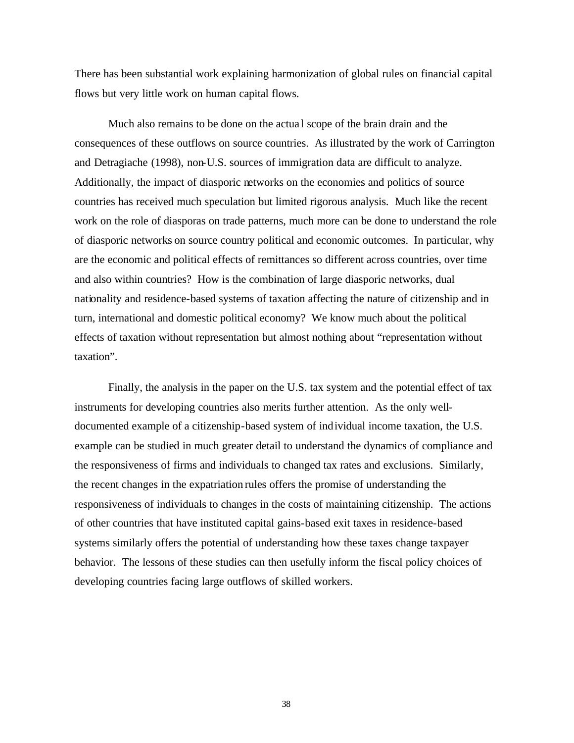There has been substantial work explaining harmonization of global rules on financial capital flows but very little work on human capital flows.

Much also remains to be done on the actual scope of the brain drain and the consequences of these outflows on source countries. As illustrated by the work of Carrington and Detragiache (1998), non-U.S. sources of immigration data are difficult to analyze. Additionally, the impact of diasporic networks on the economies and politics of source countries has received much speculation but limited rigorous analysis. Much like the recent work on the role of diasporas on trade patterns, much more can be done to understand the role of diasporic networks on source country political and economic outcomes. In particular, why are the economic and political effects of remittances so different across countries, over time and also within countries? How is the combination of large diasporic networks, dual nationality and residence-based systems of taxation affecting the nature of citizenship and in turn, international and domestic political economy? We know much about the political effects of taxation without representation but almost nothing about "representation without taxation".

Finally, the analysis in the paper on the U.S. tax system and the potential effect of tax instruments for developing countries also merits further attention. As the only well-documented example of a citizenship-based system of individual income taxation, the U.S. example can be studied in much greater detail to understand the dynamics of compliance and the responsiveness of firms and individuals to changed tax rates and exclusions. Similarly, the recent changes in the expatriation rules offers the promise of understanding the responsiveness of individuals to changes in the costs of maintaining citizenship. The actions of other countries that have instituted capital gains-based exit taxes in residence-based systems similarly offers the potential of understanding how these taxes change taxpayer behavior. The lessons of these studies can then usefully inform the fiscal policy choices of developing countries facing large outflows of skilled workers.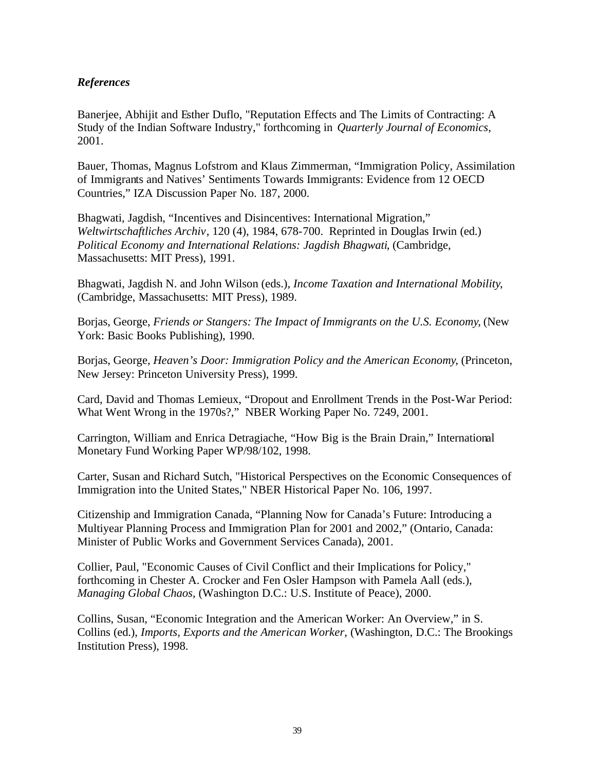### *References*

Banerjee, Abhijit and Esther Duflo, "Reputation Effects and The Limits of Contracting: A Study of the Indian Software Industry," forthcoming in *Quarterly Journal of Economics*, 2001.

Bauer, Thomas, Magnus Lofstrom and Klaus Zimmerman, "Immigration Policy, Assimilation of Immigrants and Natives' Sentiments Towards Immigrants: Evidence from 12 OECD Countries," IZA Discussion Paper No. 187, 2000.

Bhagwati, Jagdish, "Incentives and Disincentives: International Migration," *Weltwirtschaftliches Archiv*, 120 (4), 1984, 678-700. Reprinted in Douglas Irwin (ed.) *Political Economy and International Relations: Jagdish Bhagwati*, (Cambridge, Massachusetts: MIT Press), 1991.

Bhagwati, Jagdish N. and John Wilson (eds.), *Income Taxation and International Mobility*, (Cambridge, Massachusetts: MIT Press), 1989.

Borjas, George, *Friends or Stangers: The Impact of Immigrants on the U.S. Economy*, (New York: Basic Books Publishing), 1990.

Borjas, George, *Heaven's Door: Immigration Policy and the American Economy*, (Princeton, New Jersey: Princeton University Press), 1999.

Card, David and Thomas Lemieux, "Dropout and Enrollment Trends in the Post-War Period: What Went Wrong in the 1970s?," NBER Working Paper No. 7249, 2001.

Carrington, William and Enrica Detragiache, "How Big is the Brain Drain," International Monetary Fund Working Paper WP/98/102, 1998.

Carter, Susan and Richard Sutch, "Historical Perspectives on the Economic Consequences of Immigration into the United States," NBER Historical Paper No. 106, 1997.

Citizenship and Immigration Canada, "Planning Now for Canada's Future: Introducing a Multiyear Planning Process and Immigration Plan for 2001 and 2002," (Ontario, Canada: Minister of Public Works and Government Services Canada), 2001.

Collier, Paul, "Economic Causes of Civil Conflict and their Implications for Policy," forthcoming in Chester A. Crocker and Fen Osler Hampson with Pamela Aall (eds.), *Managing Global Chaos*, (Washington D.C.: U.S. Institute of Peace), 2000.

Collins, Susan, "Economic Integration and the American Worker: An Overview," in S. Collins (ed.), *Imports, Exports and the American Worker*, (Washington, D.C.: The Brookings Institution Press), 1998.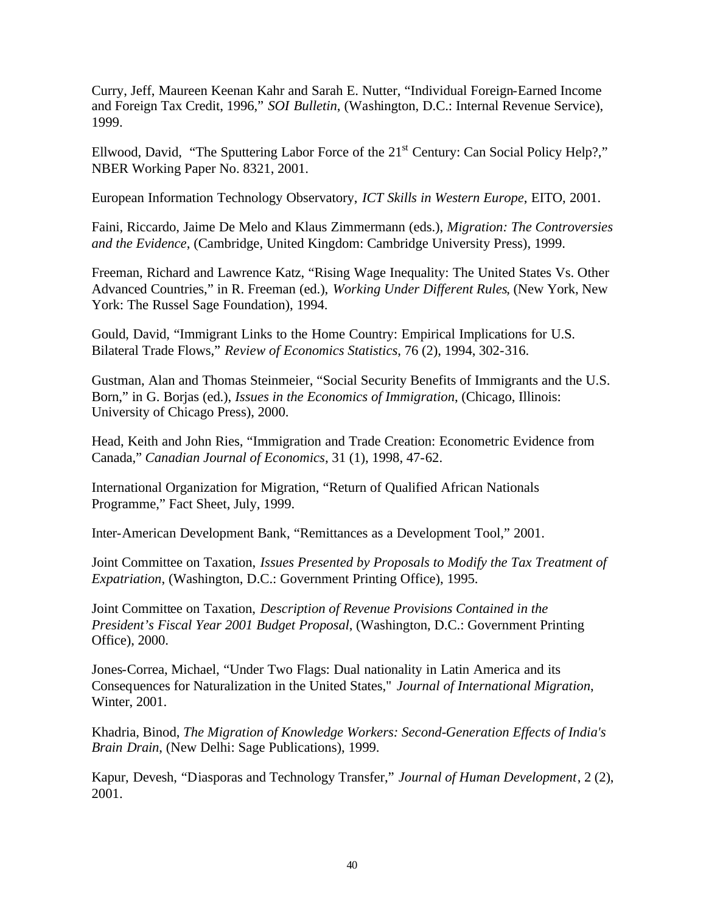Curry, Jeff, Maureen Keenan Kahr and Sarah E. Nutter, "Individual Foreign-Earned Income and Foreign Tax Credit, 1996," *SOI Bulletin*, (Washington, D.C.: Internal Revenue Service), 1999.

Ellwood, David, "The Sputtering Labor Force of the 21st Century: Can Social Policy Help?," NBER Working Paper No. 8321, 2001.

European Information Technology Observatory, *ICT Skills in Western Europe*, EITO, 2001.

Faini, Riccardo, Jaime De Melo and Klaus Zimmermann (eds.), *Migration: The Controversies and the Evidence*, (Cambridge, United Kingdom: Cambridge University Press), 1999.

Freeman, Richard and Lawrence Katz, "Rising Wage Inequality: The United States Vs. Other Advanced Countries," in R. Freeman (ed.), *Working Under Different Rules*, (New York, New York: The Russel Sage Foundation), 1994.

Gould, David, "Immigrant Links to the Home Country: Empirical Implications for U.S. Bilateral Trade Flows," *Review of Economics Statistics*, 76 (2), 1994, 302-316.

Gustman, Alan and Thomas Steinmeier, "Social Security Benefits of Immigrants and the U.S. Born," in G. Borjas (ed.), *Issues in the Economics of Immigration*, (Chicago, Illinois: University of Chicago Press), 2000.

Head, Keith and John Ries, "Immigration and Trade Creation: Econometric Evidence from Canada," *Canadian Journal of Economics*, 31 (1), 1998, 47-62.

International Organization for Migration, "Return of Qualified African Nationals Programme," Fact Sheet, July, 1999.

Inter-American Development Bank, "Remittances as a Development Tool," 2001.

Joint Committee on Taxation, *Issues Presented by Proposals to Modify the Tax Treatment of Expatriation*, (Washington, D.C.: Government Printing Office), 1995.

Joint Committee on Taxation, *Description of Revenue Provisions Contained in the President's Fiscal Year 2001 Budget Proposal*, (Washington, D.C.: Government Printing Office), 2000.

Jones-Correa, Michael, "Under Two Flags: Dual nationality in Latin America and its Consequences for Naturalization in the United States," *Journal of International Migration*, Winter, 2001.

Khadria, Binod, *The Migration of Knowledge Workers: Second-Generation Effects of India's Brain Drain*, (New Delhi: Sage Publications), 1999.

Kapur, Devesh, "Diasporas and Technology Transfer," *Journal of Human Development*, 2 (2), 2001.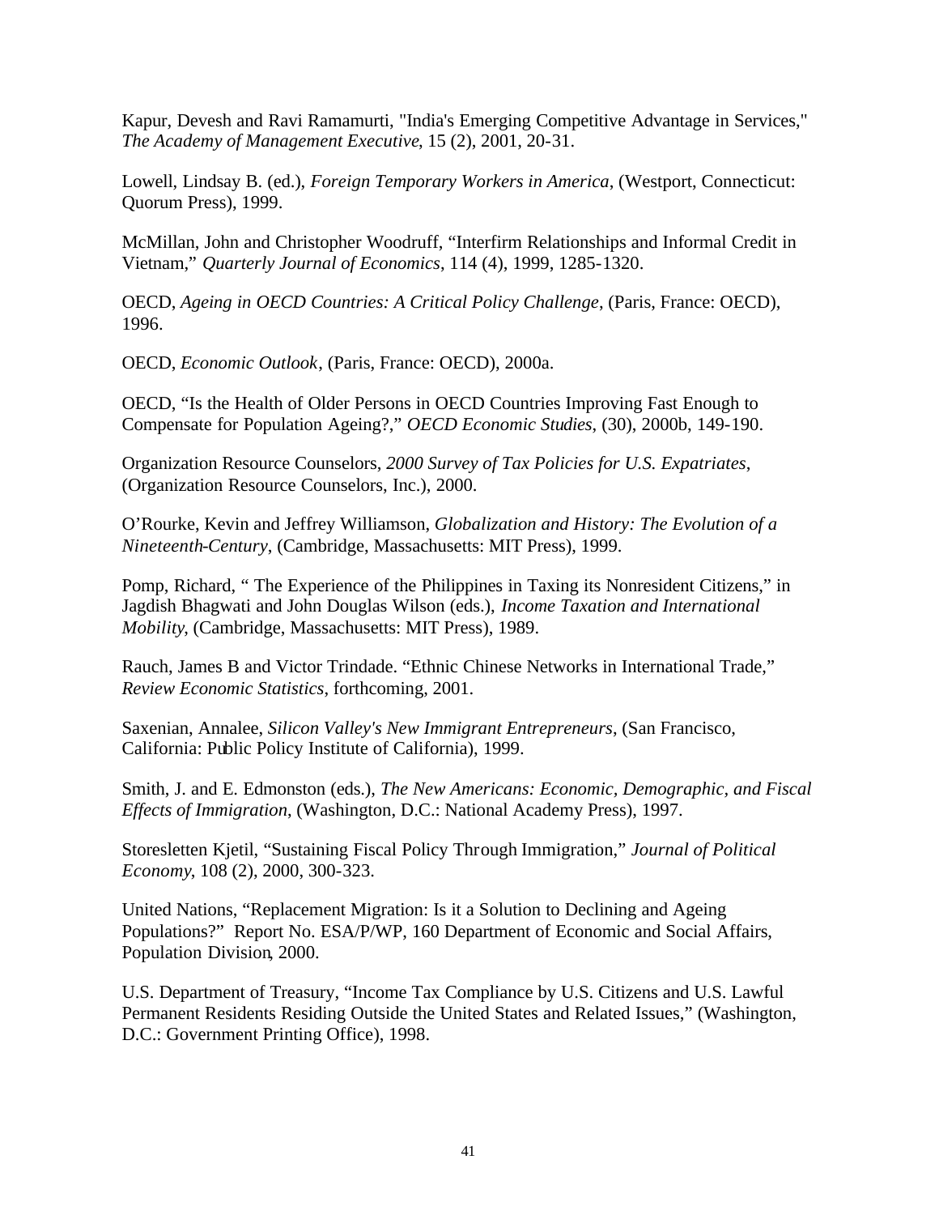Kapur, Devesh and Ravi Ramamurti, "India's Emerging Competitive Advantage in Services," *The Academy of Management Executive*, 15 (2), 2001, 20-31.

Lowell, Lindsay B. (ed.), *Foreign Temporary Workers in America*, (Westport, Connecticut: Quorum Press), 1999.

McMillan, John and Christopher Woodruff, "Interfirm Relationships and Informal Credit in Vietnam," *Quarterly Journal of Economics*, 114 (4), 1999, 1285-1320.

OECD, *Ageing in OECD Countries: A Critical Policy Challenge*, (Paris, France: OECD), 1996.

OECD, *Economic Outlook*, (Paris, France: OECD), 2000a.

OECD, "Is the Health of Older Persons in OECD Countries Improving Fast Enough to Compensate for Population Ageing?," *OECD Economic Studies*, (30), 2000b, 149-190.

Organization Resource Counselors, *2000 Survey of Tax Policies for U.S. Expatriates*, (Organization Resource Counselors, Inc.), 2000.

O'Rourke, Kevin and Jeffrey Williamson, *Globalization and History: The Evolution of a Nineteenth-Century*, (Cambridge, Massachusetts: MIT Press), 1999.

Pomp, Richard, " The Experience of the Philippines in Taxing its Nonresident Citizens," in Jagdish Bhagwati and John Douglas Wilson (eds.), *Income Taxation and International Mobility*, (Cambridge, Massachusetts: MIT Press), 1989.

Rauch, James B and Victor Trindade. "Ethnic Chinese Networks in International Trade," *Review Economic Statistics*, forthcoming, 2001.

Saxenian, Annalee, *Silicon Valley's New Immigrant Entrepreneurs*, (San Francisco, California: Public Policy Institute of California), 1999.

Smith, J. and E. Edmonston (eds.), *The New Americans: Economic, Demographic, and Fiscal Effects of Immigration*, (Washington, D.C.: National Academy Press), 1997.

Storesletten Kjetil, "Sustaining Fiscal Policy Through Immigration," *Journal of Political Economy*, 108 (2), 2000, 300-323.

United Nations, "Replacement Migration: Is it a Solution to Declining and Ageing Populations?" Report No. ESA/P/WP, 160 Department of Economic and Social Affairs, Population Division, 2000.

U.S. Department of Treasury, "Income Tax Compliance by U.S. Citizens and U.S. Lawful Permanent Residents Residing Outside the United States and Related Issues," (Washington, D.C.: Government Printing Office), 1998.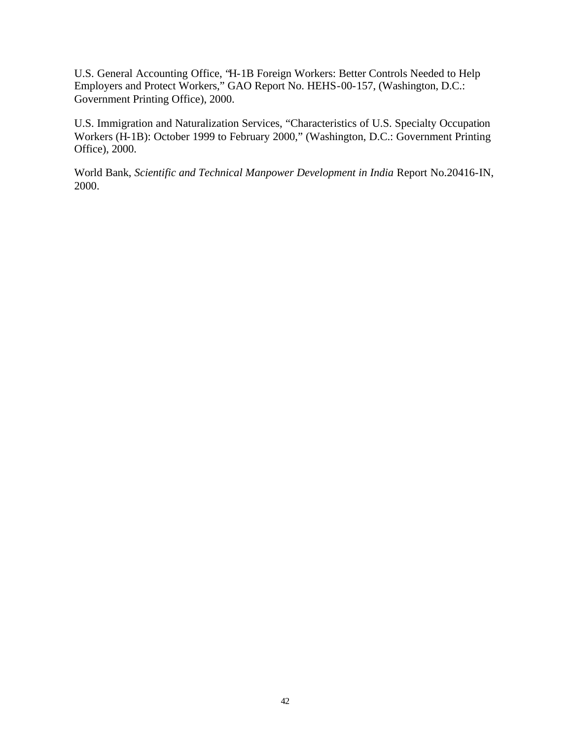U.S. General Accounting Office, "H-1B Foreign Workers: Better Controls Needed to Help Employers and Protect Workers," GAO Report No. HEHS-00-157, (Washington, D.C.: Government Printing Office), 2000.

U.S. Immigration and Naturalization Services, "Characteristics of U.S. Specialty Occupation Workers (H-1B): October 1999 to February 2000," (Washington, D.C.: Government Printing Office), 2000.

World Bank, *Scientific and Technical Manpower Development in India* Report No.20416-IN, 2000.